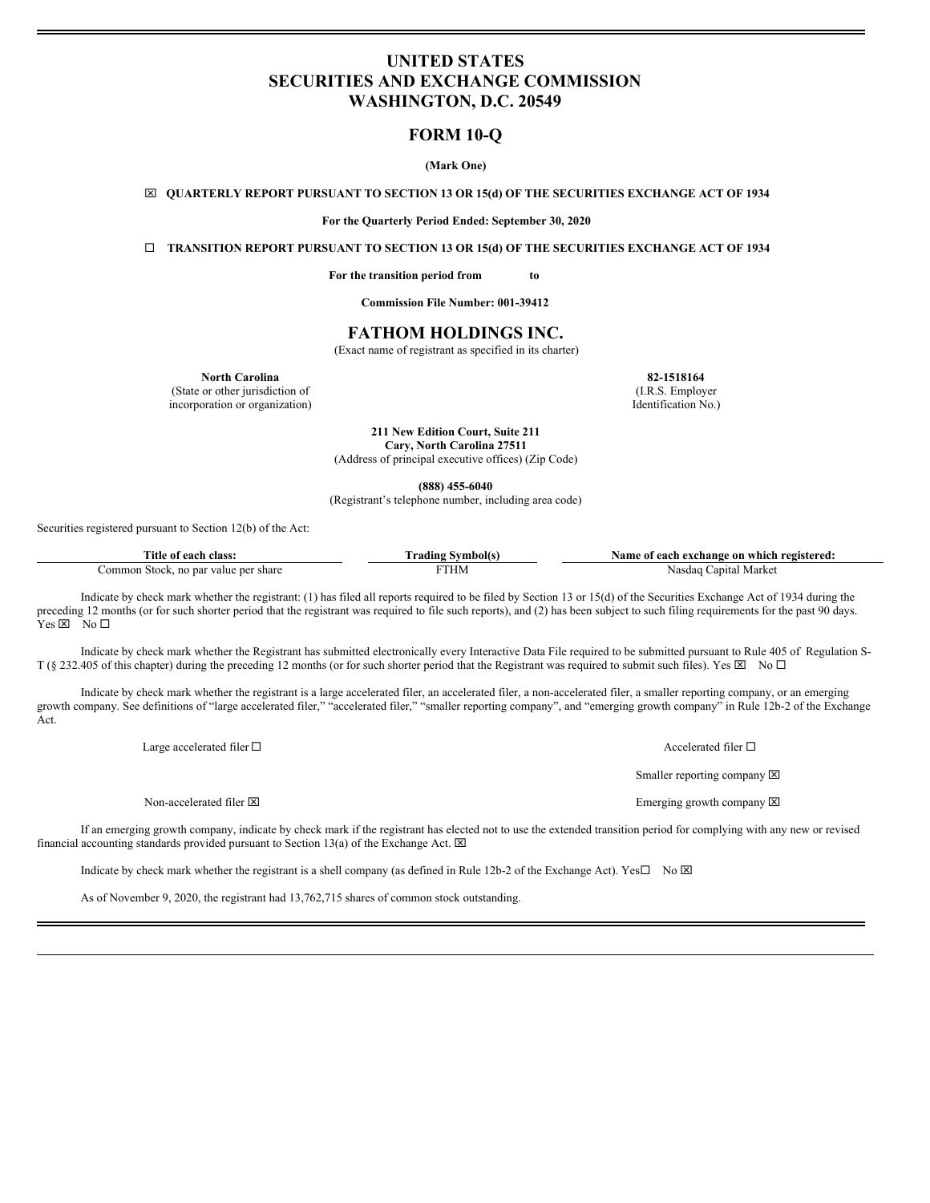# UNITED STATES
# SECURITIES AND EXCHANGE COMMISSION
# WASHINGTON, D.C. 20549

## FORM 10-Q

**(Mark One)**

☒ **QUARTERLY REPORT PURSUANT TO SECTION 13 OR 15(d) OF THE SECURITIES EXCHANGE ACT OF 1934**

**For the Quarterly Period Ended: September 30, 2020**

☐ **TRANSITION REPORT PURSUANT TO SECTION 13 OR 15(d) OF THE SECURITIES EXCHANGE ACT OF 1934**

**For the transition period from to**

**Commission File Number: 001-39412**

## FATHOM HOLDINGS INC.

(Exact name of registrant as specified in its charter)

| **North Carolina** | **82-1518164** |
|---|---|
| (State or other jurisdiction of incorporation or organization) | (I.R.S. Employer Identification No.) |

**211 New Edition Court, Suite 211**
**Cary, North Carolina 27511**
(Address of principal executive offices) (Zip Code)

**(888) 455-6040**
(Registrant's telephone number, including area code)

Securities registered pursuant to Section 12(b) of the Act:

| Title of each class: | Trading Symbol(s) | Name of each exchange on which registered: |
|---|---|---|
| Common Stock, no par value per share | FTHM | Nasdaq Capital Market |

Indicate by check mark whether the registrant: (1) has filed all reports required to be filed by Section 13 or 15(d) of the Securities Exchange Act of 1934 during the preceding 12 months (or for such shorter period that the registrant was required to file such reports), and (2) has been subject to such filing requirements for the past 90 days. Yes ☒ No ☐

Indicate by check mark whether the Registrant has submitted electronically every Interactive Data File required to be submitted pursuant to Rule 405 of Regulation S-T (§ 232.405 of this chapter) during the preceding 12 months (or for such shorter period that the Registrant was required to submit such files). Yes ☒ No ☐

Indicate by check mark whether the registrant is a large accelerated filer, an accelerated filer, a non-accelerated filer, a smaller reporting company, or an emerging growth company. See definitions of "large accelerated filer," "accelerated filer," "smaller reporting company", and "emerging growth company" in Rule 12b-2 of the Exchange Act.

| | |
|---|---|
| Large accelerated filer ☐ | Accelerated filer ☐ |
| | Smaller reporting company ☒ |
| Non-accelerated filer ☒ | Emerging growth company ☒ |

If an emerging growth company, indicate by check mark if the registrant has elected not to use the extended transition period for complying with any new or revised financial accounting standards provided pursuant to Section 13(a) of the Exchange Act. ☒

Indicate by check mark whether the registrant is a shell company (as defined in Rule 12b-2 of the Exchange Act). Yes☐ No ☒

As of November 9, 2020, the registrant had 13,762,715 shares of common stock outstanding.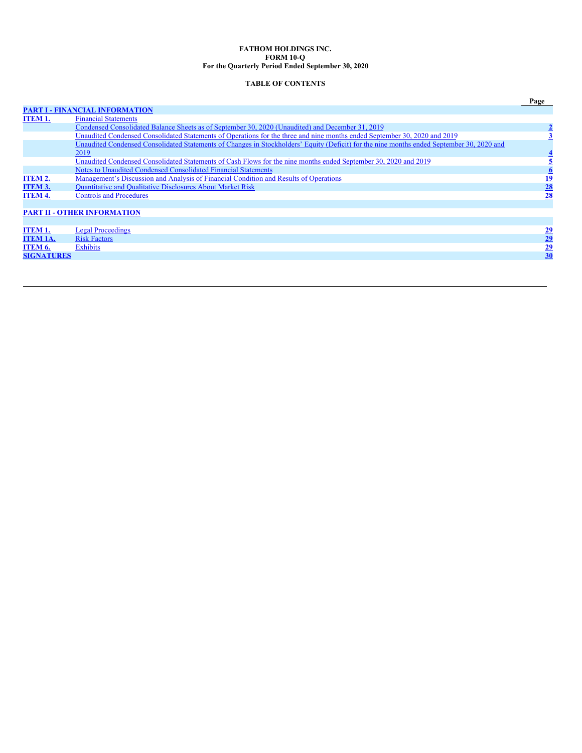**FATHOM HOLDINGS INC.**
**FORM 10-Q**
**For the Quarterly Period Ended September 30, 2020**

**TABLE OF CONTENTS**

| | | Page |
|---|---|---|
| **PART I - FINANCIAL INFORMATION** | | |
| **ITEM 1.** | Financial Statements | |
| | Condensed Consolidated Balance Sheets as of September 30, 2020 (Unaudited) and December 31, 2019 | 2 |
| | Unaudited Condensed Consolidated Statements of Operations for the three and nine months ended September 30, 2020 and 2019 | 3 |
| | Unaudited Condensed Consolidated Statements of Changes in Stockholders' Equity (Deficit) for the nine months ended September 30, 2020 and 2019 | 4 |
| | Unaudited Condensed Consolidated Statements of Cash Flows for the nine months ended September 30, 2020 and 2019 | 5 |
| | Notes to Unaudited Condensed Consolidated Financial Statements | 6 |
| **ITEM 2.** | Management's Discussion and Analysis of Financial Condition and Results of Operations | 19 |
| **ITEM 3.** | Quantitative and Qualitative Disclosures About Market Risk | 28 |
| **ITEM 4.** | Controls and Procedures | 28 |
| **PART II - OTHER INFORMATION** | | |
| **ITEM 1.** | Legal Proceedings | 29 |
| **ITEM 1A.** | Risk Factors | 29 |
| **ITEM 6.** | Exhibits | 29 |
| **SIGNATURES** | | 30 |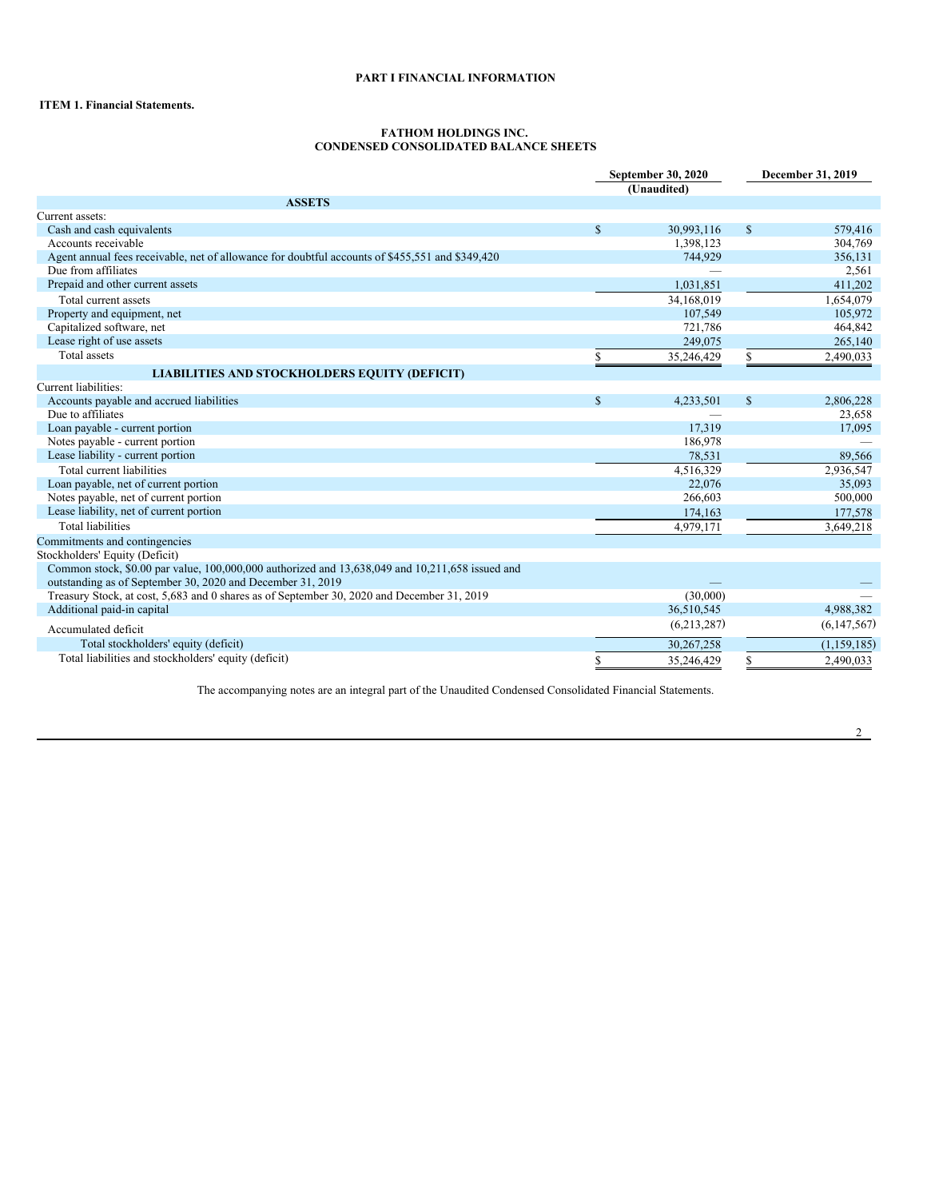**PART I FINANCIAL INFORMATION**

**ITEM 1. Financial Statements.**

**FATHOM HOLDINGS INC.**
**CONDENSED CONSOLIDATED BALANCE SHEETS**

| | September 30, 2020 (Unaudited) | December 31, 2019 |
|---|---|---|
| **ASSETS** | | |
| Current assets: | | |
| Cash and cash equivalents | $ 30,993,116 | $ 579,416 |
| Accounts receivable | 1,398,123 | 304,769 |
| Agent annual fees receivable, net of allowance for doubtful accounts of $455,551 and $349,420 | 744,929 | 356,131 |
| Due from affiliates | — | 2,561 |
| Prepaid and other current assets | 1,031,851 | 411,202 |
| Total current assets | 34,168,019 | 1,654,079 |
| Property and equipment, net | 107,549 | 105,972 |
| Capitalized software, net | 721,786 | 464,842 |
| Lease right of use assets | 249,075 | 265,140 |
| Total assets | $ 35,246,429 | $ 2,490,033 |
| **LIABILITIES AND STOCKHOLDERS EQUITY (DEFICIT)** | | |
| Current liabilities: | | |
| Accounts payable and accrued liabilities | $ 4,233,501 | $ 2,806,228 |
| Due to affiliates | — | 23,658 |
| Loan payable - current portion | 17,319 | 17,095 |
| Notes payable - current portion | 186,978 | — |
| Lease liability - current portion | 78,531 | 89,566 |
| Total current liabilities | 4,516,329 | 2,936,547 |
| Loan payable, net of current portion | 22,076 | 35,093 |
| Notes payable, net of current portion | 266,603 | 500,000 |
| Lease liability, net of current portion | 174,163 | 177,578 |
| Total liabilities | 4,979,171 | 3,649,218 |
| Commitments and contingencies | | |
| Stockholders' Equity (Deficit) | | |
| Common stock, $0.00 par value, 100,000,000 authorized and 13,638,049 and 10,211,658 issued and outstanding as of September 30, 2020 and December 31, 2019 | — | — |
| Treasury Stock, at cost, 5,683 and 0 shares as of September 30, 2020 and December 31, 2019 | (30,000) | — |
| Additional paid-in capital | 36,510,545 | 4,988,382 |
| Accumulated deficit | (6,213,287) | (6,147,567) |
| Total stockholders' equity (deficit) | 30,267,258 | (1,159,185) |
| Total liabilities and stockholders' equity (deficit) | $ 35,246,429 | $ 2,490,033 |

The accompanying notes are an integral part of the Unaudited Condensed Consolidated Financial Statements.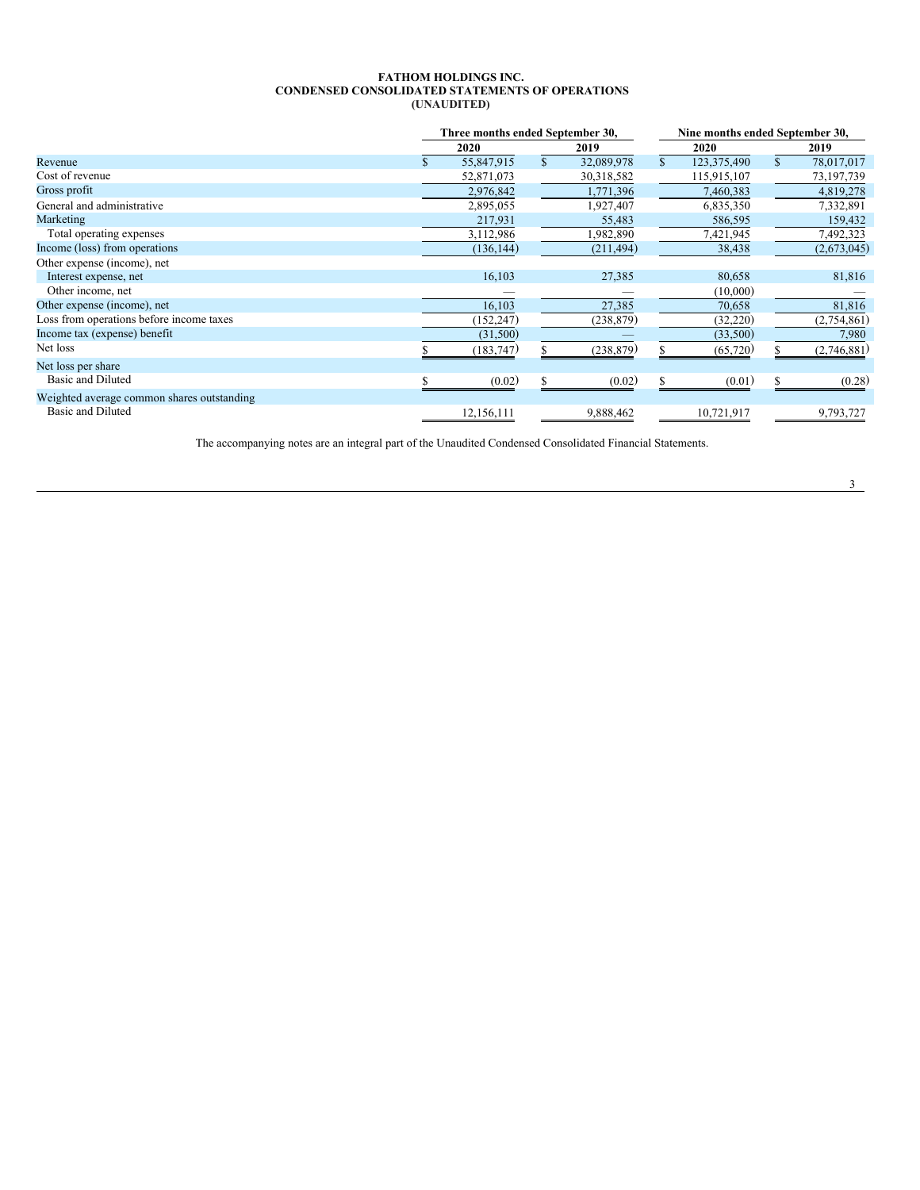**FATHOM HOLDINGS INC.**
**CONDENSED CONSOLIDATED STATEMENTS OF OPERATIONS**
**(UNAUDITED)**

| | Three months ended September 30, | | Nine months ended September 30, | |
|---|---|---|---|---|
| | 2020 | 2019 | 2020 | 2019 |
| Revenue | $ 55,847,915 | $ 32,089,978 | $ 123,375,490 | $ 78,017,017 |
| Cost of revenue | 52,871,073 | 30,318,582 | 115,915,107 | 73,197,739 |
| Gross profit | 2,976,842 | 1,771,396 | 7,460,383 | 4,819,278 |
| General and administrative | 2,895,055 | 1,927,407 | 6,835,350 | 7,332,891 |
| Marketing | 217,931 | 55,483 | 586,595 | 159,432 |
| Total operating expenses | 3,112,986 | 1,982,890 | 7,421,945 | 7,492,323 |
| Income (loss) from operations | (136,144) | (211,494) | 38,438 | (2,673,045) |
| Other expense (income), net | | | | |
| Interest expense, net | 16,103 | 27,385 | 80,658 | 81,816 |
| Other income, net | — | — | (10,000) | — |
| Other expense (income), net | 16,103 | 27,385 | 70,658 | 81,816 |
| Loss from operations before income taxes | (152,247) | (238,879) | (32,220) | (2,754,861) |
| Income tax (expense) benefit | (31,500) | — | (33,500) | 7,980 |
| Net loss | $ (183,747) | $ (238,879) | $ (65,720) | $ (2,746,881) |
| Net loss per share | | | | |
| Basic and Diluted | $ (0.02) | $ (0.02) | $ (0.01) | $ (0.28) |
| Weighted average common shares outstanding | | | | |
| Basic and Diluted | 12,156,111 | 9,888,462 | 10,721,917 | 9,793,727 |

The accompanying notes are an integral part of the Unaudited Condensed Consolidated Financial Statements.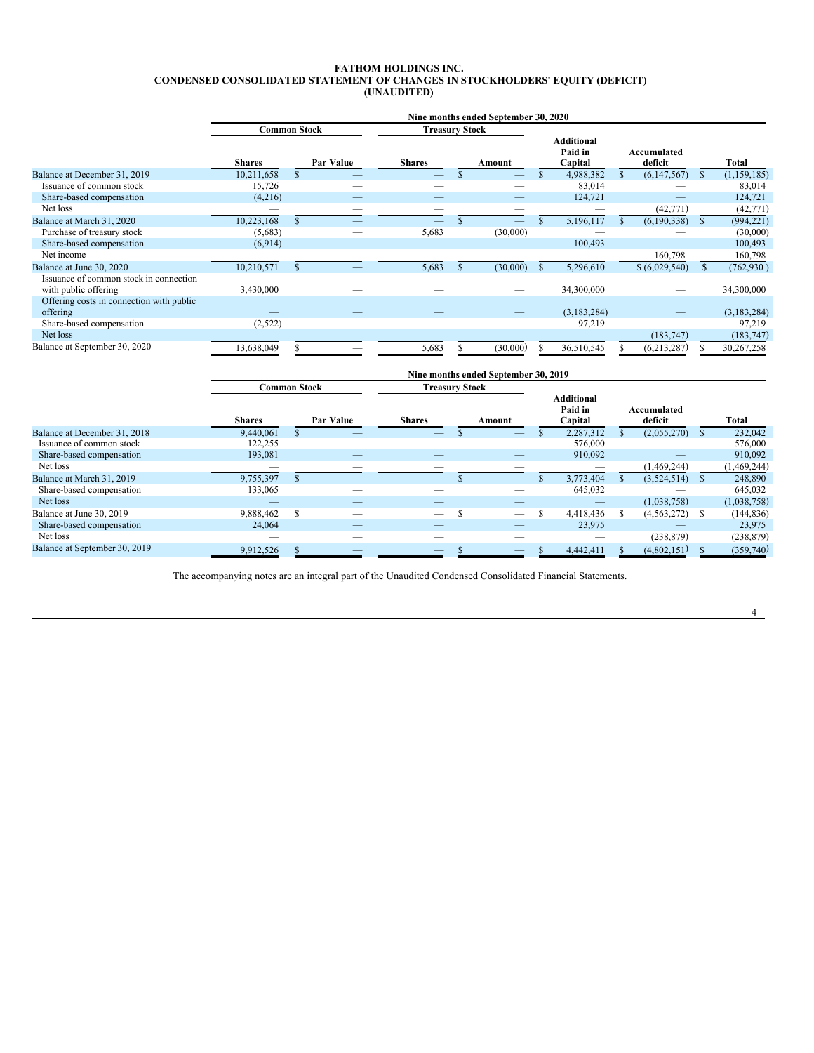# FATHOM HOLDINGS INC.
## CONDENSED CONSOLIDATED STATEMENT OF CHANGES IN STOCKHOLDERS' EQUITY (DEFICIT)
## (UNAUDITED)

**Nine months ended September 30, 2020**

| | Common Stock | | Treasury Stock | | | | |
|---|---|---|---|---|---|---|---|
| | Shares | Par Value | Shares | Amount | Additional Paid in Capital | Accumulated deficit | Total |
| Balance at December 31, 2019 | 10,211,658 | $ — | — | $ — | $ 4,988,382 | $ (6,147,567) | $ (1,159,185) |
| Issuance of common stock | 15,726 | — | — | — | 83,014 | — | 83,014 |
| Share-based compensation | (4,216) | — | — | — | 124,721 | — | 124,721 |
| Net loss | — | — | — | — | — | (42,771) | (42,771) |
| Balance at March 31, 2020 | 10,223,168 | $ — | — | $ — | $ 5,196,117 | $ (6,190,338) | $ (994,221) |
| Purchase of treasury stock | (5,683) | — | 5,683 | (30,000) | — | — | (30,000) |
| Share-based compensation | (6,914) | — | — | — | 100,493 | — | 100,493 |
| Net income | — | — | — | — | — | 160,798 | 160,798 |
| Balance at June 30, 2020 | 10,210,571 | $ — | 5,683 | $ (30,000) | $ 5,296,610 | $ (6,029,540) | $ (762,930 ) |
| Issuance of common stock in connection with public offering | 3,430,000 | — | — | — | 34,300,000 | — | 34,300,000 |
| Offering costs in connection with public offering | — | — | — | — | (3,183,284) | — | (3,183,284) |
| Share-based compensation | (2,522) | — | — | — | 97,219 | — | 97,219 |
| Net loss | — | — | — | — | — | (183,747) | (183,747) |
| Balance at September 30, 2020 | 13,638,049 | $ — | 5,683 | $ (30,000) | $ 36,510,545 | $ (6,213,287) | $ 30,267,258 |

**Nine months ended September 30, 2019**

| | Common Stock | | Treasury Stock | | | | |
|---|---|---|---|---|---|---|---|
| | Shares | Par Value | Shares | Amount | Additional Paid in Capital | Accumulated deficit | Total |
| Balance at December 31, 2018 | 9,440,061 | $ — | — | $ — | $ 2,287,312 | $ (2,055,270) | $ 232,042 |
| Issuance of common stock | 122,255 | — | — | — | 576,000 | — | 576,000 |
| Share-based compensation | 193,081 | — | — | — | 910,092 | — | 910,092 |
| Net loss | — | — | — | — | — | (1,469,244) | (1,469,244) |
| Balance at March 31, 2019 | 9,755,397 | $ — | — | $ — | $ 3,773,404 | $ (3,524,514) | $ 248,890 |
| Share-based compensation | 133,065 | — | — | — | 645,032 | — | 645,032 |
| Net loss | — | — | — | — | — | (1,038,758) | (1,038,758) |
| Balance at June 30, 2019 | 9,888,462 | $ — | — | $ — | $ 4,418,436 | $ (4,563,272) | $ (144,836) |
| Share-based compensation | 24,064 | — | — | — | 23,975 | — | 23,975 |
| Net loss | — | — | — | — | — | (238,879) | (238,879) |
| Balance at September 30, 2019 | 9,912,526 | $ — | — | $ — | $ 4,442,411 | $ (4,802,151) | $ (359,740) |

The accompanying notes are an integral part of the Unaudited Condensed Consolidated Financial Statements.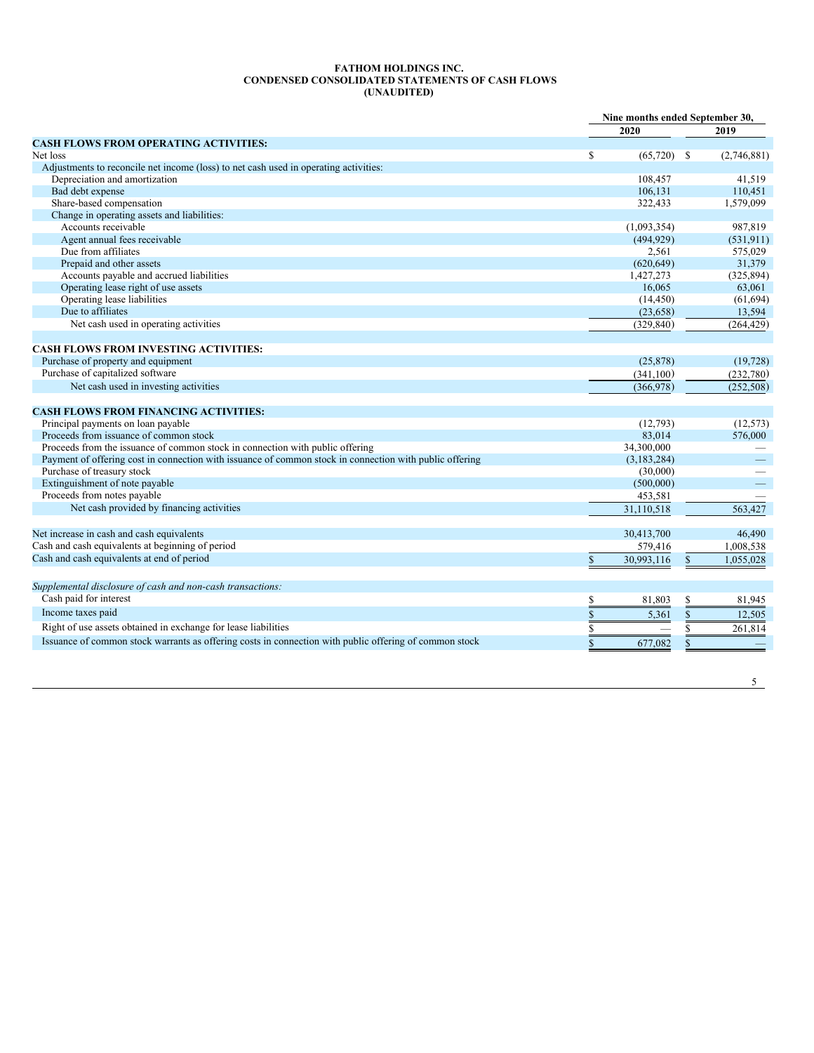**FATHOM HOLDINGS INC.**
**CONDENSED CONSOLIDATED STATEMENTS OF CASH FLOWS**
**(UNAUDITED)**

| | Nine months ended September 30, | |
|---|---|---|
| | 2020 | 2019 |
| **CASH FLOWS FROM OPERATING ACTIVITIES:** | | |
| Net loss | $ (65,720) | $ (2,746,881) |
| Adjustments to reconcile net income (loss) to net cash used in operating activities: | | |
| Depreciation and amortization | 108,457 | 41,519 |
| Bad debt expense | 106,131 | 110,451 |
| Share-based compensation | 322,433 | 1,579,099 |
| Change in operating assets and liabilities: | | |
| Accounts receivable | (1,093,354) | 987,819 |
| Agent annual fees receivable | (494,929) | (531,911) |
| Due from affiliates | 2,561 | 575,029 |
| Prepaid and other assets | (620,649) | 31,379 |
| Accounts payable and accrued liabilities | 1,427,273 | (325,894) |
| Operating lease right of use assets | 16,065 | 63,061 |
| Operating lease liabilities | (14,450) | (61,694) |
| Due to affiliates | (23,658) | 13,594 |
| Net cash used in operating activities | (329,840) | (264,429) |
| **CASH FLOWS FROM INVESTING ACTIVITIES:** | | |
| Purchase of property and equipment | (25,878) | (19,728) |
| Purchase of capitalized software | (341,100) | (232,780) |
| Net cash used in investing activities | (366,978) | (252,508) |
| **CASH FLOWS FROM FINANCING ACTIVITIES:** | | |
| Principal payments on loan payable | (12,793) | (12,573) |
| Proceeds from issuance of common stock | 83,014 | 576,000 |
| Proceeds from the issuance of common stock in connection with public offering | 34,300,000 | — |
| Payment of offering cost in connection with issuance of common stock in connection with public offering | (3,183,284) | — |
| Purchase of treasury stock | (30,000) | — |
| Extinguishment of note payable | (500,000) | — |
| Proceeds from notes payable | 453,581 | — |
| Net cash provided by financing activities | 31,110,518 | 563,427 |
| Net increase in cash and cash equivalents | 30,413,700 | 46,490 |
| Cash and cash equivalents at beginning of period | 579,416 | 1,008,538 |
| Cash and cash equivalents at end of period | $ 30,993,116 | $ 1,055,028 |
| *Supplemental disclosure of cash and non-cash transactions:* | | |
| Cash paid for interest | $ 81,803 | $ 81,945 |
| Income taxes paid | $ 5,361 | $ 12,505 |
| Right of use assets obtained in exchange for lease liabilities | $ — | $ 261,814 |
| Issuance of common stock warrants as offering costs in connection with public offering of common stock | $ 677,082 | $ — |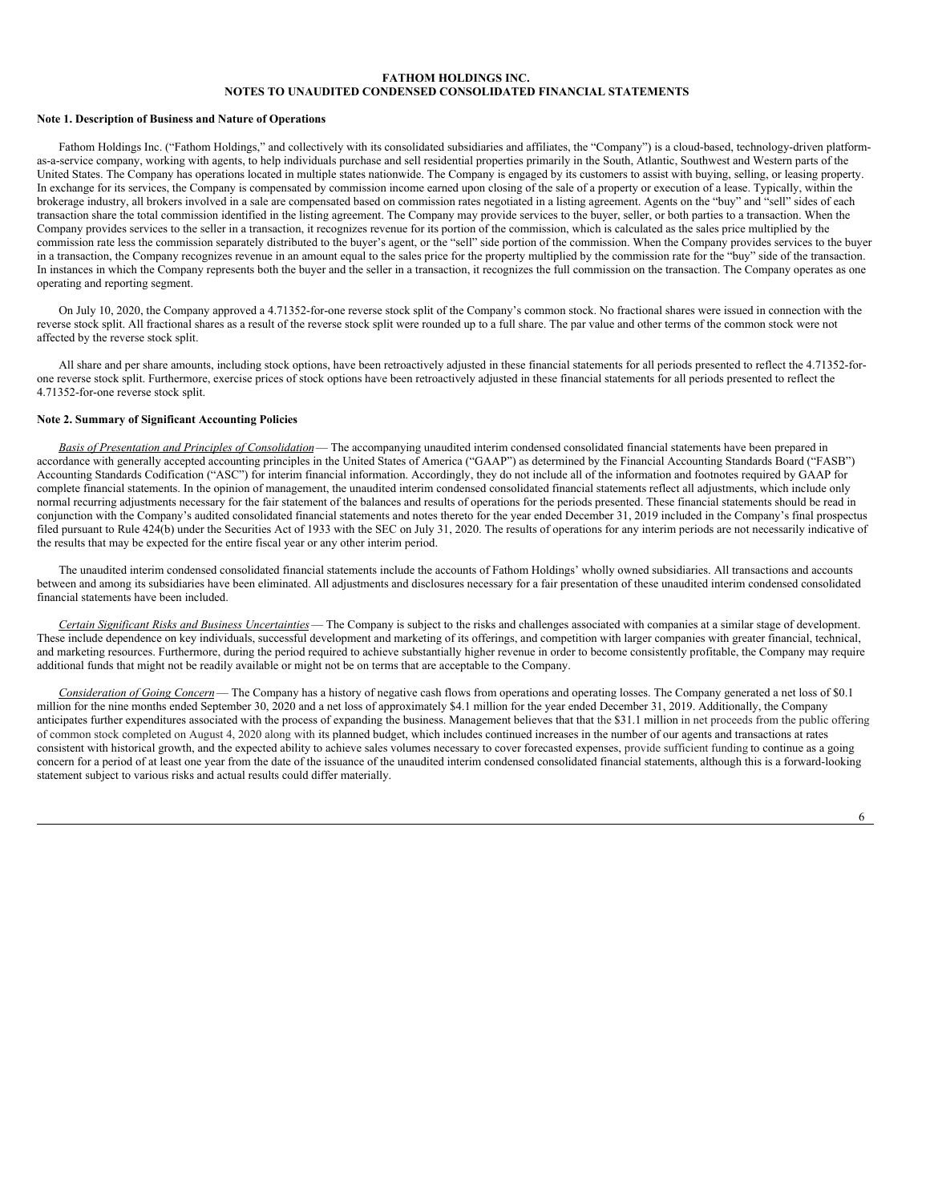**FATHOM HOLDINGS INC.**
**NOTES TO UNAUDITED CONDENSED CONSOLIDATED FINANCIAL STATEMENTS**

**Note 1. Description of Business and Nature of Operations**

Fathom Holdings Inc. ("Fathom Holdings," and collectively with its consolidated subsidiaries and affiliates, the "Company") is a cloud-based, technology-driven platform-as-a-service company, working with agents, to help individuals purchase and sell residential properties primarily in the South, Atlantic, Southwest and Western parts of the United States. The Company has operations located in multiple states nationwide. The Company is engaged by its customers to assist with buying, selling, or leasing property. In exchange for its services, the Company is compensated by commission income earned upon closing of the sale of a property or execution of a lease. Typically, within the brokerage industry, all brokers involved in a sale are compensated based on commission rates negotiated in a listing agreement. Agents on the "buy" and "sell" sides of each transaction share the total commission identified in the listing agreement. The Company may provide services to the buyer, seller, or both parties to a transaction. When the Company provides services to the seller in a transaction, it recognizes revenue for its portion of the commission, which is calculated as the sales price multiplied by the commission rate less the commission separately distributed to the buyer's agent, or the "sell" side portion of the commission. When the Company provides services to the buyer in a transaction, the Company recognizes revenue in an amount equal to the sales price for the property multiplied by the commission rate for the "buy" side of the transaction. In instances in which the Company represents both the buyer and the seller in a transaction, it recognizes the full commission on the transaction. The Company operates as one operating and reporting segment.

On July 10, 2020, the Company approved a 4.71352-for-one reverse stock split of the Company's common stock. No fractional shares were issued in connection with the reverse stock split. All fractional shares as a result of the reverse stock split were rounded up to a full share. The par value and other terms of the common stock were not affected by the reverse stock split.

All share and per share amounts, including stock options, have been retroactively adjusted in these financial statements for all periods presented to reflect the 4.71352-for-one reverse stock split. Furthermore, exercise prices of stock options have been retroactively adjusted in these financial statements for all periods presented to reflect the 4.71352-for-one reverse stock split.

**Note 2. Summary of Significant Accounting Policies**

*Basis of Presentation and Principles of Consolidation* — The accompanying unaudited interim condensed consolidated financial statements have been prepared in accordance with generally accepted accounting principles in the United States of America ("GAAP") as determined by the Financial Accounting Standards Board ("FASB") Accounting Standards Codification ("ASC") for interim financial information. Accordingly, they do not include all of the information and footnotes required by GAAP for complete financial statements. In the opinion of management, the unaudited interim condensed consolidated financial statements reflect all adjustments, which include only normal recurring adjustments necessary for the fair statement of the balances and results of operations for the periods presented. These financial statements should be read in conjunction with the Company's audited consolidated financial statements and notes thereto for the year ended December 31, 2019 included in the Company's final prospectus filed pursuant to Rule 424(b) under the Securities Act of 1933 with the SEC on July 31, 2020. The results of operations for any interim periods are not necessarily indicative of the results that may be expected for the entire fiscal year or any other interim period.

The unaudited interim condensed consolidated financial statements include the accounts of Fathom Holdings' wholly owned subsidiaries. All transactions and accounts between and among its subsidiaries have been eliminated. All adjustments and disclosures necessary for a fair presentation of these unaudited interim condensed consolidated financial statements have been included.

*Certain Significant Risks and Business Uncertainties* — The Company is subject to the risks and challenges associated with companies at a similar stage of development. These include dependence on key individuals, successful development and marketing of its offerings, and competition with larger companies with greater financial, technical, and marketing resources. Furthermore, during the period required to achieve substantially higher revenue in order to become consistently profitable, the Company may require additional funds that might not be readily available or might not be on terms that are acceptable to the Company.

*Consideration of Going Concern* — The Company has a history of negative cash flows from operations and operating losses. The Company generated a net loss of $0.1 million for the nine months ended September 30, 2020 and a net loss of approximately $4.1 million for the year ended December 31, 2019. Additionally, the Company anticipates further expenditures associated with the process of expanding the business. Management believes that that the $31.1 million in net proceeds from the public offering of common stock completed on August 4, 2020 along with its planned budget, which includes continued increases in the number of our agents and transactions at rates consistent with historical growth, and the expected ability to achieve sales volumes necessary to cover forecasted expenses, provide sufficient funding to continue as a going concern for a period of at least one year from the date of the issuance of the unaudited interim condensed consolidated financial statements, although this is a forward-looking statement subject to various risks and actual results could differ materially.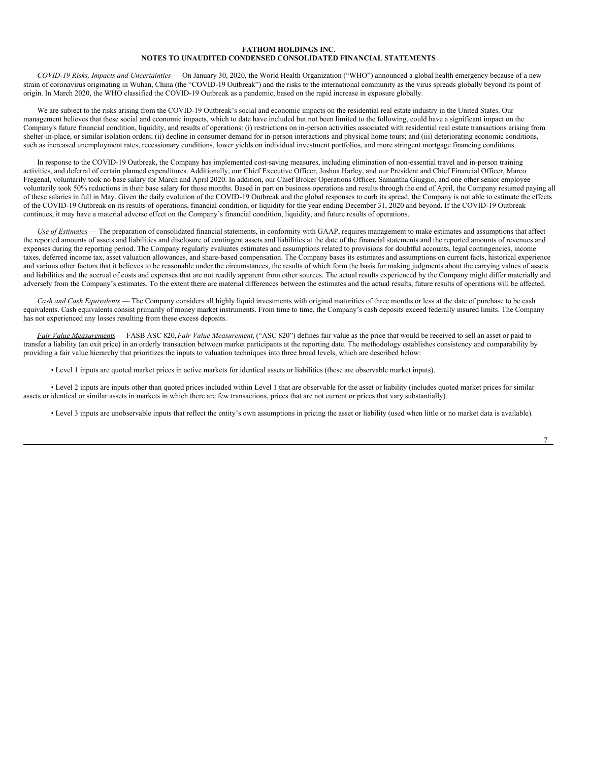# FATHOM HOLDINGS INC.
## NOTES TO UNAUDITED CONDENSED CONSOLIDATED FINANCIAL STATEMENTS

*COVID-19 Risks, Impacts and Uncertainties* — On January 30, 2020, the World Health Organization ("WHO") announced a global health emergency because of a new strain of coronavirus originating in Wuhan, China (the "COVID-19 Outbreak") and the risks to the international community as the virus spreads globally beyond its point of origin. In March 2020, the WHO classified the COVID-19 Outbreak as a pandemic, based on the rapid increase in exposure globally.

We are subject to the risks arising from the COVID-19 Outbreak's social and economic impacts on the residential real estate industry in the United States. Our management believes that these social and economic impacts, which to date have included but not been limited to the following, could have a significant impact on the Company's future financial condition, liquidity, and results of operations: (i) restrictions on in-person activities associated with residential real estate transactions arising from shelter-in-place, or similar isolation orders; (ii) decline in consumer demand for in-person interactions and physical home tours; and (iii) deteriorating economic conditions, such as increased unemployment rates, recessionary conditions, lower yields on individual investment portfolios, and more stringent mortgage financing conditions.

In response to the COVID-19 Outbreak, the Company has implemented cost-saving measures, including elimination of non-essential travel and in-person training activities, and deferral of certain planned expenditures. Additionally, our Chief Executive Officer, Joshua Harley, and our President and Chief Financial Officer, Marco Fregenal, voluntarily took no base salary for March and April 2020. In addition, our Chief Broker Operations Officer, Samantha Giuggio, and one other senior employee voluntarily took 50% reductions in their base salary for those months. Based in part on business operations and results through the end of April, the Company resumed paying all of these salaries in full in May. Given the daily evolution of the COVID-19 Outbreak and the global responses to curb its spread, the Company is not able to estimate the effects of the COVID-19 Outbreak on its results of operations, financial condition, or liquidity for the year ending December 31, 2020 and beyond. If the COVID-19 Outbreak continues, it may have a material adverse effect on the Company's financial condition, liquidity, and future results of operations.

*Use of Estimates* — The preparation of consolidated financial statements, in conformity with GAAP, requires management to make estimates and assumptions that affect the reported amounts of assets and liabilities and disclosure of contingent assets and liabilities at the date of the financial statements and the reported amounts of revenues and expenses during the reporting period. The Company regularly evaluates estimates and assumptions related to provisions for doubtful accounts, legal contingencies, income taxes, deferred income tax, asset valuation allowances, and share-based compensation. The Company bases its estimates and assumptions on current facts, historical experience and various other factors that it believes to be reasonable under the circumstances, the results of which form the basis for making judgments about the carrying values of assets and liabilities and the accrual of costs and expenses that are not readily apparent from other sources. The actual results experienced by the Company might differ materially and adversely from the Company's estimates. To the extent there are material differences between the estimates and the actual results, future results of operations will be affected.

*Cash and Cash Equivalents* — The Company considers all highly liquid investments with original maturities of three months or less at the date of purchase to be cash equivalents. Cash equivalents consist primarily of money market instruments. From time to time, the Company's cash deposits exceed federally insured limits. The Company has not experienced any losses resulting from these excess deposits.

*Fair Value Measurements* — FASB ASC 820, *Fair Value Measurement*, ("ASC 820") defines fair value as the price that would be received to sell an asset or paid to transfer a liability (an exit price) in an orderly transaction between market participants at the reporting date. The methodology establishes consistency and comparability by providing a fair value hierarchy that prioritizes the inputs to valuation techniques into three broad levels, which are described below:

- Level 1 inputs are quoted market prices in active markets for identical assets or liabilities (these are observable market inputs).

- Level 2 inputs are inputs other than quoted prices included within Level 1 that are observable for the asset or liability (includes quoted market prices for similar assets or identical or similar assets in markets in which there are few transactions, prices that are not current or prices that vary substantially).

- Level 3 inputs are unobservable inputs that reflect the entity's own assumptions in pricing the asset or liability (used when little or no market data is available).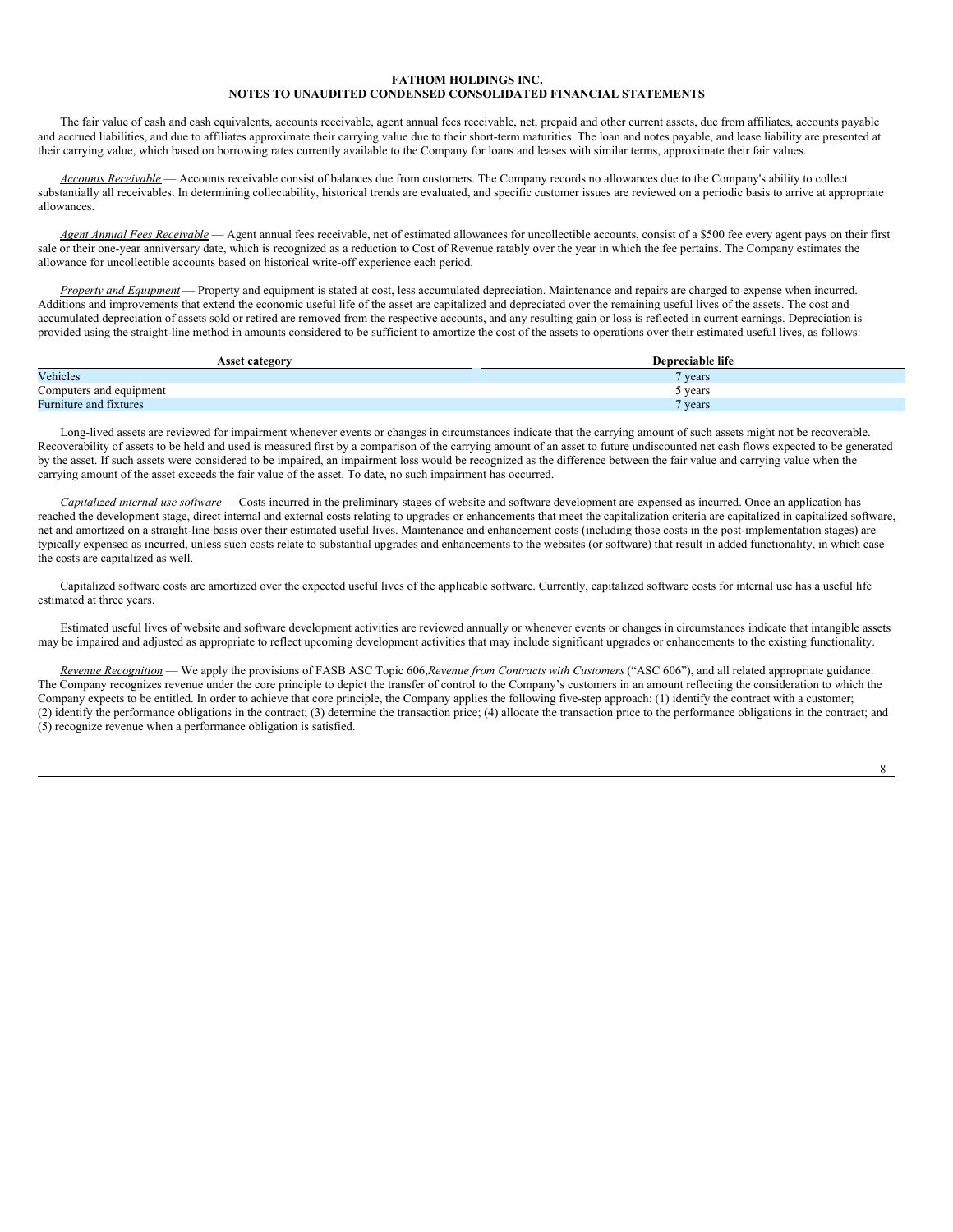**FATHOM HOLDINGS INC.**
**NOTES TO UNAUDITED CONDENSED CONSOLIDATED FINANCIAL STATEMENTS**

The fair value of cash and cash equivalents, accounts receivable, agent annual fees receivable, net, prepaid and other current assets, due from affiliates, accounts payable and accrued liabilities, and due to affiliates approximate their carrying value due to their short-term maturities. The loan and notes payable, and lease liability are presented at their carrying value, which based on borrowing rates currently available to the Company for loans and leases with similar terms, approximate their fair values.

*Accounts Receivable* — Accounts receivable consist of balances due from customers. The Company records no allowances due to the Company's ability to collect substantially all receivables. In determining collectability, historical trends are evaluated, and specific customer issues are reviewed on a periodic basis to arrive at appropriate allowances.

*Agent Annual Fees Receivable* — Agent annual fees receivable, net of estimated allowances for uncollectible accounts, consist of a $500 fee every agent pays on their first sale or their one-year anniversary date, which is recognized as a reduction to Cost of Revenue ratably over the year in which the fee pertains. The Company estimates the allowance for uncollectible accounts based on historical write-off experience each period.

*Property and Equipment* — Property and equipment is stated at cost, less accumulated depreciation. Maintenance and repairs are charged to expense when incurred. Additions and improvements that extend the economic useful life of the asset are capitalized and depreciated over the remaining useful lives of the assets. The cost and accumulated depreciation of assets sold or retired are removed from the respective accounts, and any resulting gain or loss is reflected in current earnings. Depreciation is provided using the straight-line method in amounts considered to be sufficient to amortize the cost of the assets to operations over their estimated useful lives, as follows:

| Asset category | Depreciable life |
|---|---|
| Vehicles | 7 years |
| Computers and equipment | 5 years |
| Furniture and fixtures | 7 years |

Long-lived assets are reviewed for impairment whenever events or changes in circumstances indicate that the carrying amount of such assets might not be recoverable. Recoverability of assets to be held and used is measured first by a comparison of the carrying amount of an asset to future undiscounted net cash flows expected to be generated by the asset. If such assets were considered to be impaired, an impairment loss would be recognized as the difference between the fair value and carrying value when the carrying amount of the asset exceeds the fair value of the asset. To date, no such impairment has occurred.

*Capitalized internal use software* — Costs incurred in the preliminary stages of website and software development are expensed as incurred. Once an application has reached the development stage, direct internal and external costs relating to upgrades or enhancements that meet the capitalization criteria are capitalized in capitalized software, net and amortized on a straight-line basis over their estimated useful lives. Maintenance and enhancement costs (including those costs in the post-implementation stages) are typically expensed as incurred, unless such costs relate to substantial upgrades and enhancements to the websites (or software) that result in added functionality, in which case the costs are capitalized as well.

Capitalized software costs are amortized over the expected useful lives of the applicable software. Currently, capitalized software costs for internal use has a useful life estimated at three years.

Estimated useful lives of website and software development activities are reviewed annually or whenever events or changes in circumstances indicate that intangible assets may be impaired and adjusted as appropriate to reflect upcoming development activities that may include significant upgrades or enhancements to the existing functionality.

*Revenue Recognition* — We apply the provisions of FASB ASC Topic 606,*Revenue from Contracts with Customers* ("ASC 606"), and all related appropriate guidance. The Company recognizes revenue under the core principle to depict the transfer of control to the Company's customers in an amount reflecting the consideration to which the Company expects to be entitled. In order to achieve that core principle, the Company applies the following five-step approach: (1) identify the contract with a customer; (2) identify the performance obligations in the contract; (3) determine the transaction price; (4) allocate the transaction price to the performance obligations in the contract; and (5) recognize revenue when a performance obligation is satisfied.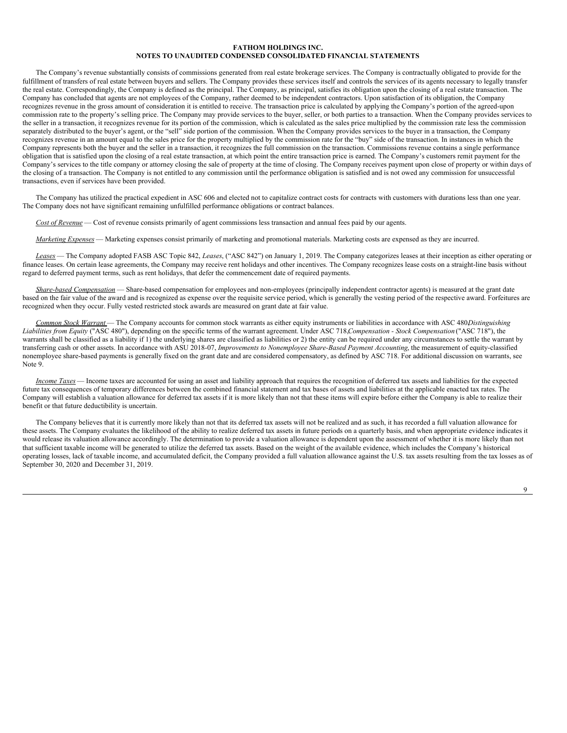**FATHOM HOLDINGS INC.**
**NOTES TO UNAUDITED CONDENSED CONSOLIDATED FINANCIAL STATEMENTS**

The Company's revenue substantially consists of commissions generated from real estate brokerage services. The Company is contractually obligated to provide for the fulfillment of transfers of real estate between buyers and sellers. The Company provides these services itself and controls the services of its agents necessary to legally transfer the real estate. Correspondingly, the Company is defined as the principal. The Company, as principal, satisfies its obligation upon the closing of a real estate transaction. The Company has concluded that agents are not employees of the Company, rather deemed to be independent contractors. Upon satisfaction of its obligation, the Company recognizes revenue in the gross amount of consideration it is entitled to receive. The transaction price is calculated by applying the Company's portion of the agreed-upon commission rate to the property's selling price. The Company may provide services to the buyer, seller, or both parties to a transaction. When the Company provides services to the seller in a transaction, it recognizes revenue for its portion of the commission, which is calculated as the sales price multiplied by the commission rate less the commission separately distributed to the buyer's agent, or the "sell" side portion of the commission. When the Company provides services to the buyer in a transaction, the Company recognizes revenue in an amount equal to the sales price for the property multiplied by the commission rate for the "buy" side of the transaction. In instances in which the Company represents both the buyer and the seller in a transaction, it recognizes the full commission on the transaction. Commissions revenue contains a single performance obligation that is satisfied upon the closing of a real estate transaction, at which point the entire transaction price is earned. The Company's customers remit payment for the Company's services to the title company or attorney closing the sale of property at the time of closing. The Company receives payment upon close of property or within days of the closing of a transaction. The Company is not entitled to any commission until the performance obligation is satisfied and is not owed any commission for unsuccessful transactions, even if services have been provided.

The Company has utilized the practical expedient in ASC 606 and elected not to capitalize contract costs for contracts with customers with durations less than one year. The Company does not have significant remaining unfulfilled performance obligations or contract balances.

*Cost of Revenue* — Cost of revenue consists primarily of agent commissions less transaction and annual fees paid by our agents.

*Marketing Expenses* — Marketing expenses consist primarily of marketing and promotional materials. Marketing costs are expensed as they are incurred.

*Leases* — The Company adopted FASB ASC Topic 842, *Leases*, ("ASC 842") on January 1, 2019. The Company categorizes leases at their inception as either operating or finance leases. On certain lease agreements, the Company may receive rent holidays and other incentives. The Company recognizes lease costs on a straight-line basis without regard to deferred payment terms, such as rent holidays, that defer the commencement date of required payments.

*Share-based Compensation* — Share-based compensation for employees and non-employees (principally independent contractor agents) is measured at the grant date based on the fair value of the award and is recognized as expense over the requisite service period, which is generally the vesting period of the respective award. Forfeitures are recognized when they occur. Fully vested restricted stock awards are measured on grant date at fair value.

*Common Stock Warrant* — The Company accounts for common stock warrants as either equity instruments or liabilities in accordance with ASC 480*Distinguishing Liabilities from Equity* ("ASC 480"), depending on the specific terms of the warrant agreement. Under ASC 718,*Compensation - Stock Compensation* ("ASC 718"), the warrants shall be classified as a liability if 1) the underlying shares are classified as liabilities or 2) the entity can be required under any circumstances to settle the warrant by transferring cash or other assets. In accordance with ASU 2018-07, *Improvements to Nonemployee Share-Based Payment Accounting*, the measurement of equity-classified nonemployee share-based payments is generally fixed on the grant date and are considered compensatory, as defined by ASC 718. For additional discussion on warrants, see Note 9.

*Income Taxes* — Income taxes are accounted for using an asset and liability approach that requires the recognition of deferred tax assets and liabilities for the expected future tax consequences of temporary differences between the combined financial statement and tax bases of assets and liabilities at the applicable enacted tax rates. The Company will establish a valuation allowance for deferred tax assets if it is more likely than not that these items will expire before either the Company is able to realize their benefit or that future deductibility is uncertain.

The Company believes that it is currently more likely than not that its deferred tax assets will not be realized and as such, it has recorded a full valuation allowance for these assets. The Company evaluates the likelihood of the ability to realize deferred tax assets in future periods on a quarterly basis, and when appropriate evidence indicates it would release its valuation allowance accordingly. The determination to provide a valuation allowance is dependent upon the assessment of whether it is more likely than not that sufficient taxable income will be generated to utilize the deferred tax assets. Based on the weight of the available evidence, which includes the Company's historical operating losses, lack of taxable income, and accumulated deficit, the Company provided a full valuation allowance against the U.S. tax assets resulting from the tax losses as of September 30, 2020 and December 31, 2019.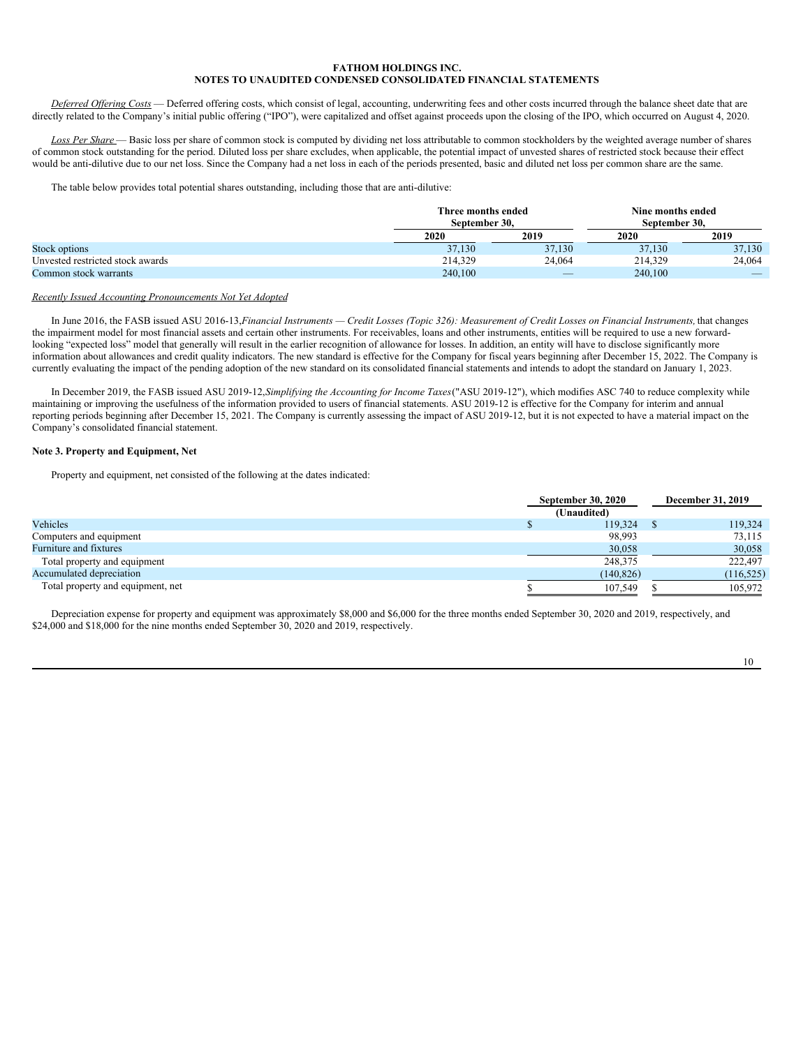**FATHOM HOLDINGS INC.**
**NOTES TO UNAUDITED CONDENSED CONSOLIDATED FINANCIAL STATEMENTS**

*Deferred Offering Costs* — Deferred offering costs, which consist of legal, accounting, underwriting fees and other costs incurred through the balance sheet date that are directly related to the Company's initial public offering ("IPO"), were capitalized and offset against proceeds upon the closing of the IPO, which occurred on August 4, 2020.

*Loss Per Share* — Basic loss per share of common stock is computed by dividing net loss attributable to common stockholders by the weighted average number of shares of common stock outstanding for the period. Diluted loss per share excludes, when applicable, the potential impact of unvested shares of restricted stock because their effect would be anti-dilutive due to our net loss. Since the Company had a net loss in each of the periods presented, basic and diluted net loss per common share are the same.

The table below provides total potential shares outstanding, including those that are anti-dilutive:

| | Three months ended September 30, | | Nine months ended September 30, | |
|---|---|---|---|---|
| | 2020 | 2019 | 2020 | 2019 |
| Stock options | 37,130 | 37,130 | 37,130 | 37,130 |
| Unvested restricted stock awards | 214,329 | 24,064 | 214,329 | 24,064 |
| Common stock warrants | 240,100 | — | 240,100 | — |

*Recently Issued Accounting Pronouncements Not Yet Adopted*

In June 2016, the FASB issued ASU 2016-13, *Financial Instruments — Credit Losses (Topic 326): Measurement of Credit Losses on Financial Instruments,* that changes the impairment model for most financial assets and certain other instruments. For receivables, loans and other instruments, entities will be required to use a new forward-looking "expected loss" model that generally will result in the earlier recognition of allowance for losses. In addition, an entity will have to disclose significantly more information about allowances and credit quality indicators. The new standard is effective for the Company for fiscal years beginning after December 15, 2022. The Company is currently evaluating the impact of the pending adoption of the new standard on its consolidated financial statements and intends to adopt the standard on January 1, 2023.

In December 2019, the FASB issued ASU 2019-12, *Simplifying the Accounting for Income Taxes* ("ASU 2019-12"), which modifies ASC 740 to reduce complexity while maintaining or improving the usefulness of the information provided to users of financial statements. ASU 2019-12 is effective for the Company for interim and annual reporting periods beginning after December 15, 2021. The Company is currently assessing the impact of ASU 2019-12, but it is not expected to have a material impact on the Company's consolidated financial statement.

**Note 3. Property and Equipment, Net**

Property and equipment, net consisted of the following at the dates indicated:

| | September 30, 2020 (Unaudited) | December 31, 2019 |
|---|---|---|
| Vehicles | $ 119,324 | $ 119,324 |
| Computers and equipment | 98,993 | 73,115 |
| Furniture and fixtures | 30,058 | 30,058 |
| Total property and equipment | 248,375 | 222,497 |
| Accumulated depreciation | (140,826) | (116,525) |
| Total property and equipment, net | $ 107,549 | $ 105,972 |

Depreciation expense for property and equipment was approximately $8,000 and $6,000 for the three months ended September 30, 2020 and 2019, respectively, and $24,000 and $18,000 for the nine months ended September 30, 2020 and 2019, respectively.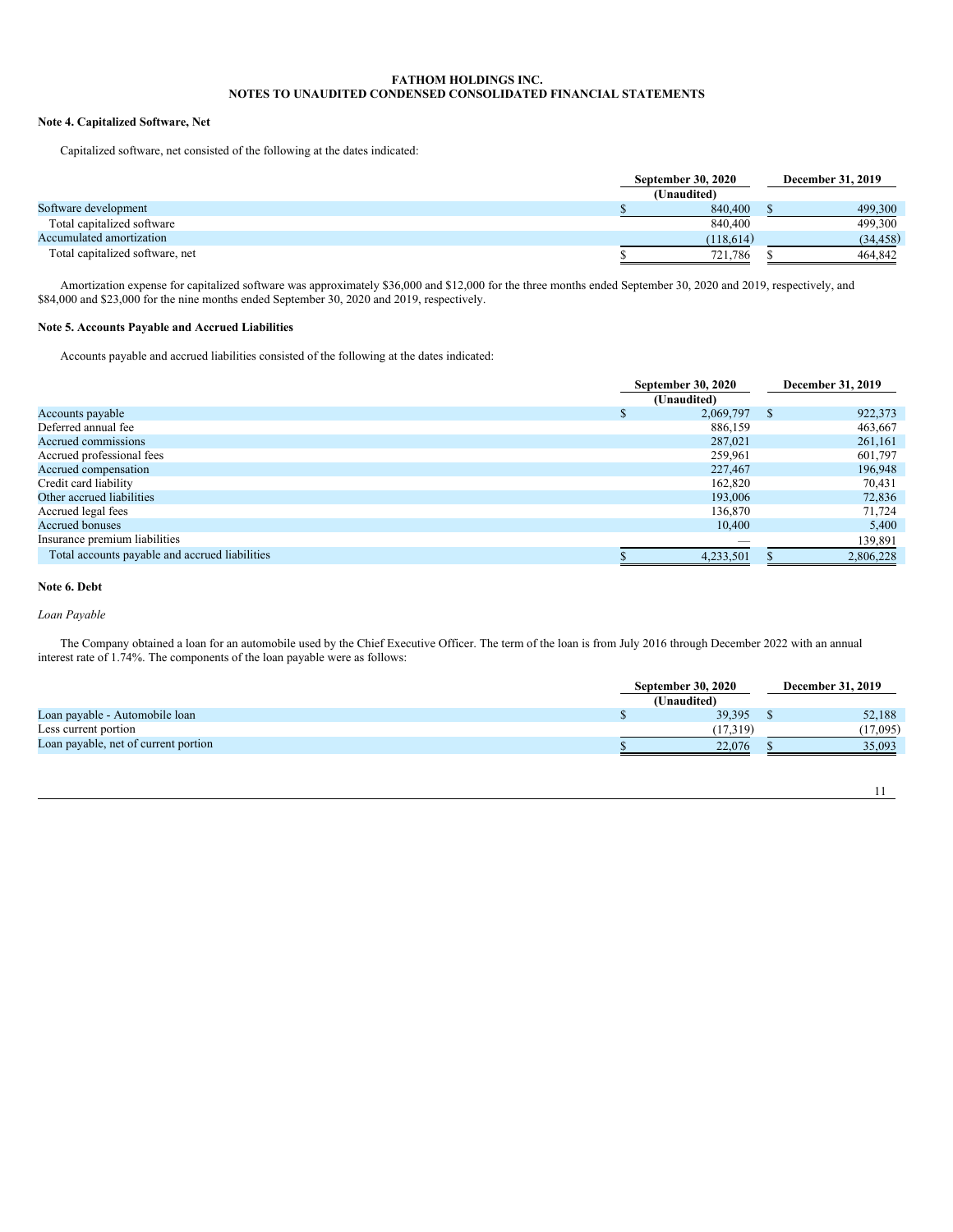**FATHOM HOLDINGS INC.**
**NOTES TO UNAUDITED CONDENSED CONSOLIDATED FINANCIAL STATEMENTS**

### Note 4. Capitalized Software, Net

Capitalized software, net consisted of the following at the dates indicated:

| | September 30, 2020 (Unaudited) | December 31, 2019 |
|---|---|---|
| Software development | $ 840,400 | $ 499,300 |
| Total capitalized software | 840,400 | 499,300 |
| Accumulated amortization | (118,614) | (34,458) |
| Total capitalized software, net | $ 721,786 | $ 464,842 |

Amortization expense for capitalized software was approximately $36,000 and $12,000 for the three months ended September 30, 2020 and 2019, respectively, and $84,000 and $23,000 for the nine months ended September 30, 2020 and 2019, respectively.

### Note 5. Accounts Payable and Accrued Liabilities

Accounts payable and accrued liabilities consisted of the following at the dates indicated:

| | September 30, 2020 (Unaudited) | December 31, 2019 |
|---|---|---|
| Accounts payable | $ 2,069,797 | $ 922,373 |
| Deferred annual fee | 886,159 | 463,667 |
| Accrued commissions | 287,021 | 261,161 |
| Accrued professional fees | 259,961 | 601,797 |
| Accrued compensation | 227,467 | 196,948 |
| Credit card liability | 162,820 | 70,431 |
| Other accrued liabilities | 193,006 | 72,836 |
| Accrued legal fees | 136,870 | 71,724 |
| Accrued bonuses | 10,400 | 5,400 |
| Insurance premium liabilities | — | 139,891 |
| Total accounts payable and accrued liabilities | $ 4,233,501 | $ 2,806,228 |

### Note 6. Debt

*Loan Payable*

The Company obtained a loan for an automobile used by the Chief Executive Officer. The term of the loan is from July 2016 through December 2022 with an annual interest rate of 1.74%. The components of the loan payable were as follows:

| | September 30, 2020 (Unaudited) | December 31, 2019 |
|---|---|---|
| Loan payable - Automobile loan | $ 39,395 | $ 52,188 |
| Less current portion | (17,319) | (17,095) |
| Loan payable, net of current portion | $ 22,076 | $ 35,093 |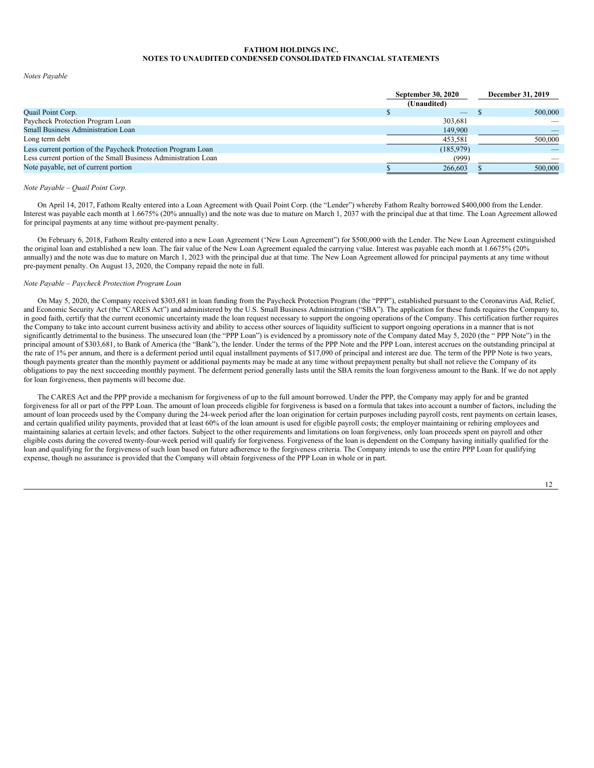**FATHOM HOLDINGS INC.**
**NOTES TO UNAUDITED CONDENSED CONSOLIDATED FINANCIAL STATEMENTS**

*Notes Payable*

| | September 30, 2020 (Unaudited) | December 31, 2019 |
|---|---|---|
| Quail Point Corp. | $ — | $ 500,000 |
| Paycheck Protection Program Loan | 303,681 | — |
| Small Business Administration Loan | 149,900 | — |
| Long term debt | 453,581 | 500,000 |
| Less current portion of the Paycheck Protection Program Loan | (185,979) | — |
| Less current portion of the Small Business Administration Loan | (999) | — |
| Note payable, net of current portion | $ 266,603 | $ 500,000 |

*Note Payable – Quail Point Corp.*

On April 14, 2017, Fathom Realty entered into a Loan Agreement with Quail Point Corp. (the "Lender") whereby Fathom Realty borrowed $400,000 from the Lender. Interest was payable each month at 1.6675% (20% annually) and the note was due to mature on March 1, 2037 with the principal due at that time. The Loan Agreement allowed for principal payments at any time without pre-payment penalty.

On February 6, 2018, Fathom Realty entered into a new Loan Agreement ('New Loan Agreement") for $500,000 with the Lender. The New Loan Agreement extinguished the original loan and established a new loan. The fair value of the New Loan Agreement equaled the carrying value. Interest was payable each month at 1.6675% (20% annually) and the note was due to mature on March 1, 2023 with the principal due at that time. The New Loan Agreement allowed for principal payments at any time without pre-payment penalty. On August 13, 2020, the Company repaid the note in full.

*Note Payable – Paycheck Protection Program Loan*

On May 5, 2020, the Company received $303,681 in loan funding from the Paycheck Protection Program (the "PPP"), established pursuant to the Coronavirus Aid, Relief, and Economic Security Act (the "CARES Act") and administered by the U.S. Small Business Administration ("SBA"). The application for these funds requires the Company to, in good faith, certify that the current economic uncertainty made the loan request necessary to support the ongoing operations of the Company. This certification further requires the Company to take into account current business activity and ability to access other sources of liquidity sufficient to support ongoing operations in a manner that is not significantly detrimental to the business. The unsecured loan (the "PPP Loan") is evidenced by a promissory note of the Company dated May 5, 2020 (the " PPP Note") in the principal amount of $303,681, to Bank of America (the "Bank"), the lender. Under the terms of the PPP Note and the PPP Loan, interest accrues on the outstanding principal at the rate of 1% per annum, and there is a deferment period until equal installment payments of $17,090 of principal and interest are due. The term of the PPP Note is two years, though payments greater than the monthly payment or additional payments may be made at any time without prepayment penalty but shall not relieve the Company of its obligations to pay the next succeeding monthly payment. The deferment period generally lasts until the SBA remits the loan forgiveness amount to the Bank. If we do not apply for loan forgiveness, then payments will become due.

The CARES Act and the PPP provide a mechanism for forgiveness of up to the full amount borrowed. Under the PPP, the Company may apply for and be granted forgiveness for all or part of the PPP Loan. The amount of loan proceeds eligible for forgiveness is based on a formula that takes into account a number of factors, including the amount of loan proceeds used by the Company during the 24-week period after the loan origination for certain purposes including payroll costs, rent payments on certain leases, and certain qualified utility payments, provided that at least 60% of the loan amount is used for eligible payroll costs; the employer maintaining or rehiring employees and maintaining salaries at certain levels; and other factors. Subject to the other requirements and limitations on loan forgiveness, only loan proceeds spent on payroll and other eligible costs during the covered twenty-four-week period will qualify for forgiveness. Forgiveness of the loan is dependent on the Company having initially qualified for the loan and qualifying for the forgiveness of such loan based on future adherence to the forgiveness criteria. The Company intends to use the entire PPP Loan for qualifying expense, though no assurance is provided that the Company will obtain forgiveness of the PPP Loan in whole or in part.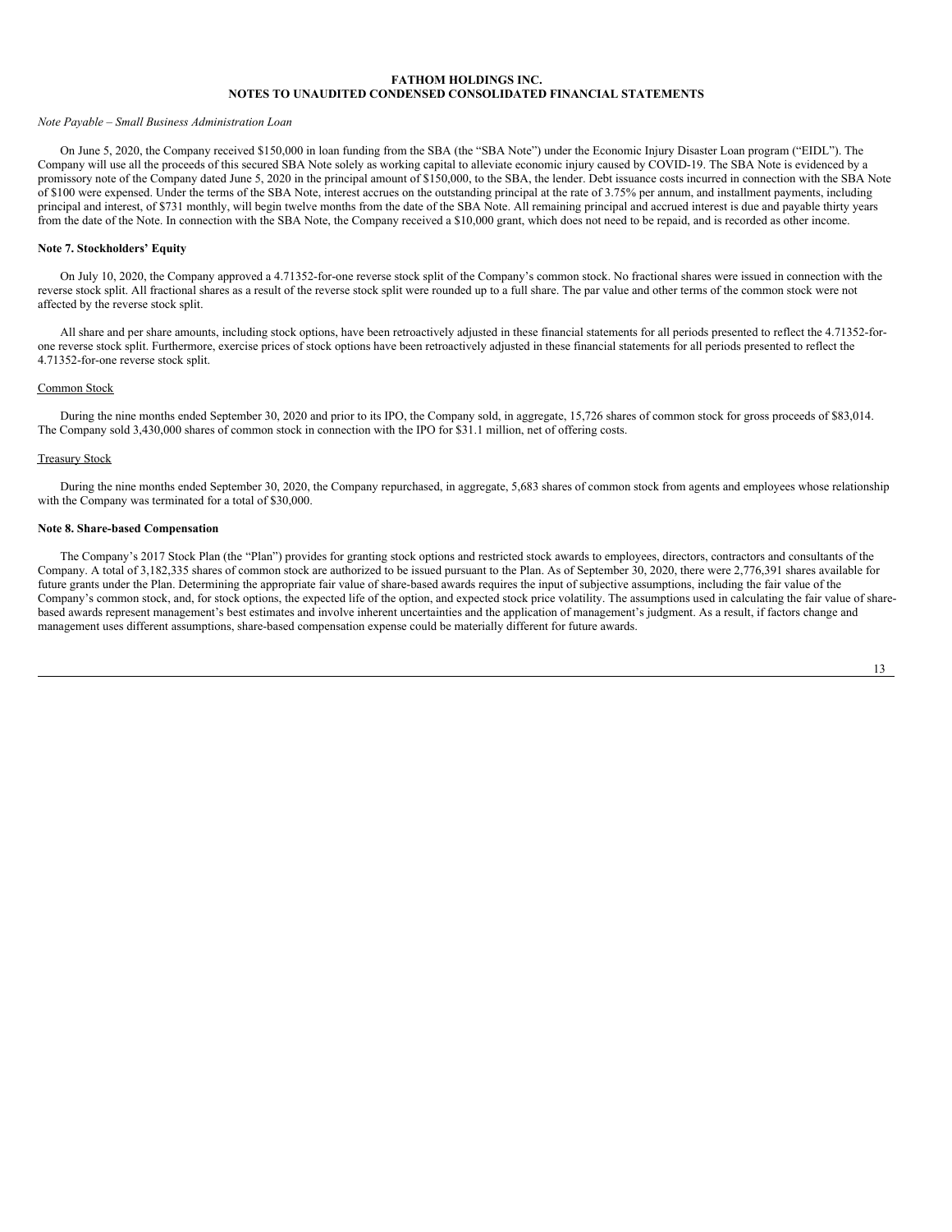*Note Payable – Small Business Administration Loan*

On June 5, 2020, the Company received $150,000 in loan funding from the SBA (the "SBA Note") under the Economic Injury Disaster Loan program ("EIDL"). The Company will use all the proceeds of this secured SBA Note solely as working capital to alleviate economic injury caused by COVID-19. The SBA Note is evidenced by a promissory note of the Company dated June 5, 2020 in the principal amount of $150,000, to the SBA, the lender. Debt issuance costs incurred in connection with the SBA Note of $100 were expensed. Under the terms of the SBA Note, interest accrues on the outstanding principal at the rate of 3.75% per annum, and installment payments, including principal and interest, of $731 monthly, will begin twelve months from the date of the SBA Note. All remaining principal and accrued interest is due and payable thirty years from the date of the Note. In connection with the SBA Note, the Company received a $10,000 grant, which does not need to be repaid, and is recorded as other income.

**Note 7. Stockholders' Equity**

On July 10, 2020, the Company approved a 4.71352-for-one reverse stock split of the Company's common stock. No fractional shares were issued in connection with the reverse stock split. All fractional shares as a result of the reverse stock split were rounded up to a full share. The par value and other terms of the common stock were not affected by the reverse stock split.

All share and per share amounts, including stock options, have been retroactively adjusted in these financial statements for all periods presented to reflect the 4.71352-for-one reverse stock split. Furthermore, exercise prices of stock options have been retroactively adjusted in these financial statements for all periods presented to reflect the 4.71352-for-one reverse stock split.

Common Stock

During the nine months ended September 30, 2020 and prior to its IPO, the Company sold, in aggregate, 15,726 shares of common stock for gross proceeds of $83,014. The Company sold 3,430,000 shares of common stock in connection with the IPO for $31.1 million, net of offering costs.

Treasury Stock

During the nine months ended September 30, 2020, the Company repurchased, in aggregate, 5,683 shares of common stock from agents and employees whose relationship with the Company was terminated for a total of $30,000.

**Note 8. Share-based Compensation**

The Company's 2017 Stock Plan (the "Plan") provides for granting stock options and restricted stock awards to employees, directors, contractors and consultants of the Company. A total of 3,182,335 shares of common stock are authorized to be issued pursuant to the Plan. As of September 30, 2020, there were 2,776,391 shares available for future grants under the Plan. Determining the appropriate fair value of share-based awards requires the input of subjective assumptions, including the fair value of the Company's common stock, and, for stock options, the expected life of the option, and expected stock price volatility. The assumptions used in calculating the fair value of share-based awards represent management's best estimates and involve inherent uncertainties and the application of management's judgment. As a result, if factors change and management uses different assumptions, share-based compensation expense could be materially different for future awards.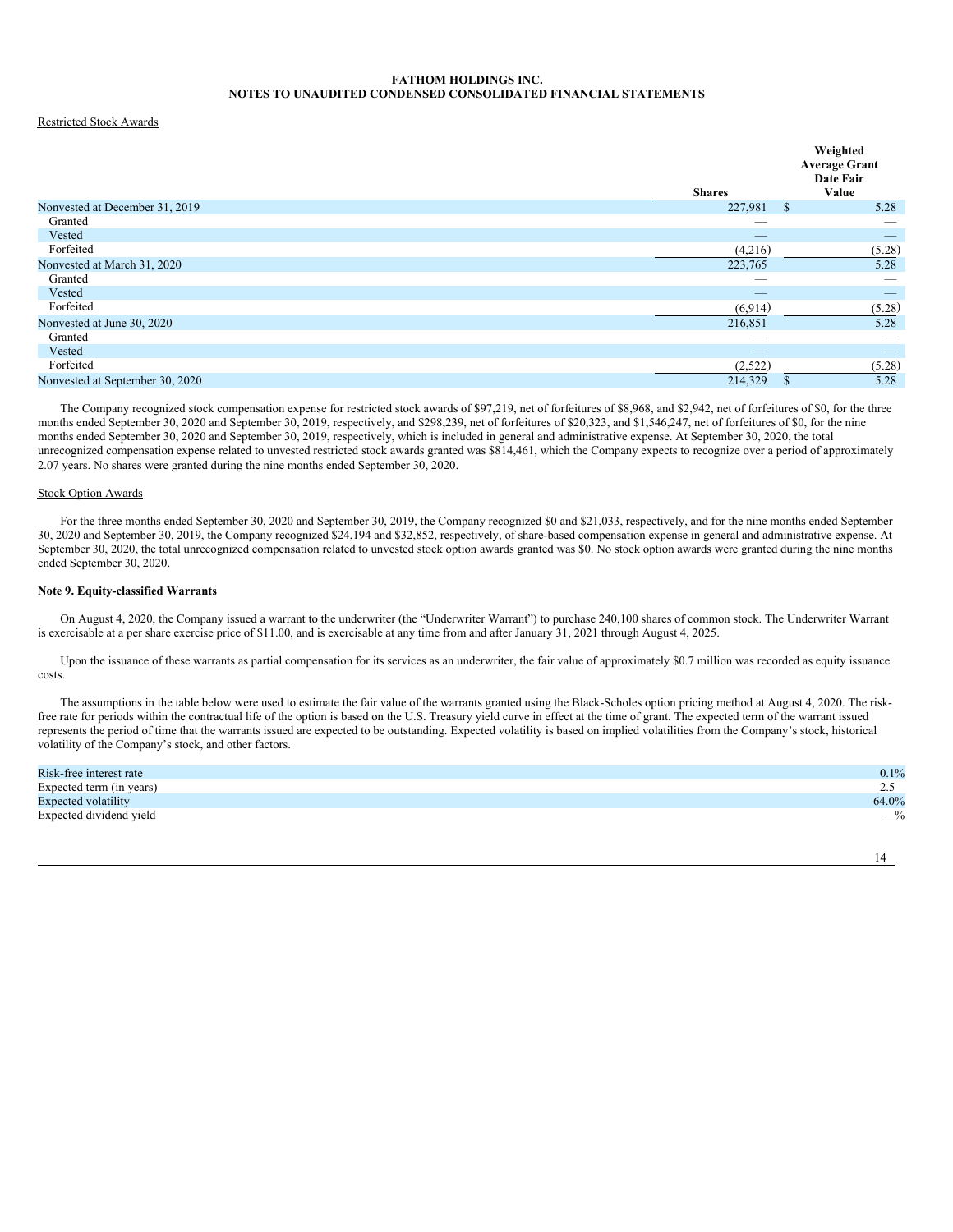FATHOM HOLDINGS INC.
NOTES TO UNAUDITED CONDENSED CONSOLIDATED FINANCIAL STATEMENTS

Restricted Stock Awards

| | Shares | Weighted Average Grant Date Fair Value |
|---|---|---|
| Nonvested at December 31, 2019 | 227,981 | $ 5.28 |
| Granted | — | — |
| Vested | — | — |
| Forfeited | (4,216) | (5.28) |
| Nonvested at March 31, 2020 | 223,765 | 5.28 |
| Granted | — | — |
| Vested | — | — |
| Forfeited | (6,914) | (5.28) |
| Nonvested at June 30, 2020 | 216,851 | 5.28 |
| Granted | — | — |
| Vested | — | — |
| Forfeited | (2,522) | (5.28) |
| Nonvested at September 30, 2020 | 214,329 | $ 5.28 |

The Company recognized stock compensation expense for restricted stock awards of $97,219, net of forfeitures of $8,968, and $2,942, net of forfeitures of $0, for the three months ended September 30, 2020 and September 30, 2019, respectively, and $298,239, net of forfeitures of $20,323, and $1,546,247, net of forfeitures of $0, for the nine months ended September 30, 2020 and September 30, 2019, respectively, which is included in general and administrative expense. At September 30, 2020, the total unrecognized compensation expense related to unvested restricted stock awards granted was $814,461, which the Company expects to recognize over a period of approximately 2.07 years. No shares were granted during the nine months ended September 30, 2020.

Stock Option Awards

For the three months ended September 30, 2020 and September 30, 2019, the Company recognized $0 and $21,033, respectively, and for the nine months ended September 30, 2020 and September 30, 2019, the Company recognized $24,194 and $32,852, respectively, of share-based compensation expense in general and administrative expense. At September 30, 2020, the total unrecognized compensation related to unvested stock option awards granted was $0. No stock option awards were granted during the nine months ended September 30, 2020.

**Note 9. Equity-classified Warrants**

On August 4, 2020, the Company issued a warrant to the underwriter (the "Underwriter Warrant") to purchase 240,100 shares of common stock. The Underwriter Warrant is exercisable at a per share exercise price of $11.00, and is exercisable at any time from and after January 31, 2021 through August 4, 2025.

Upon the issuance of these warrants as partial compensation for its services as an underwriter, the fair value of approximately $0.7 million was recorded as equity issuance costs.

The assumptions in the table below were used to estimate the fair value of the warrants granted using the Black-Scholes option pricing method at August 4, 2020. The risk-free rate for periods within the contractual life of the option is based on the U.S. Treasury yield curve in effect at the time of grant. The expected term of the warrant issued represents the period of time that the warrants issued are expected to be outstanding. Expected volatility is based on implied volatilities from the Company's stock, historical volatility of the Company's stock, and other factors.

| | |
|---|---|
| Risk-free interest rate | 0.1% |
| Expected term (in years) | 2.5 |
| Expected volatility | 64.0% |
| Expected dividend yield | —% |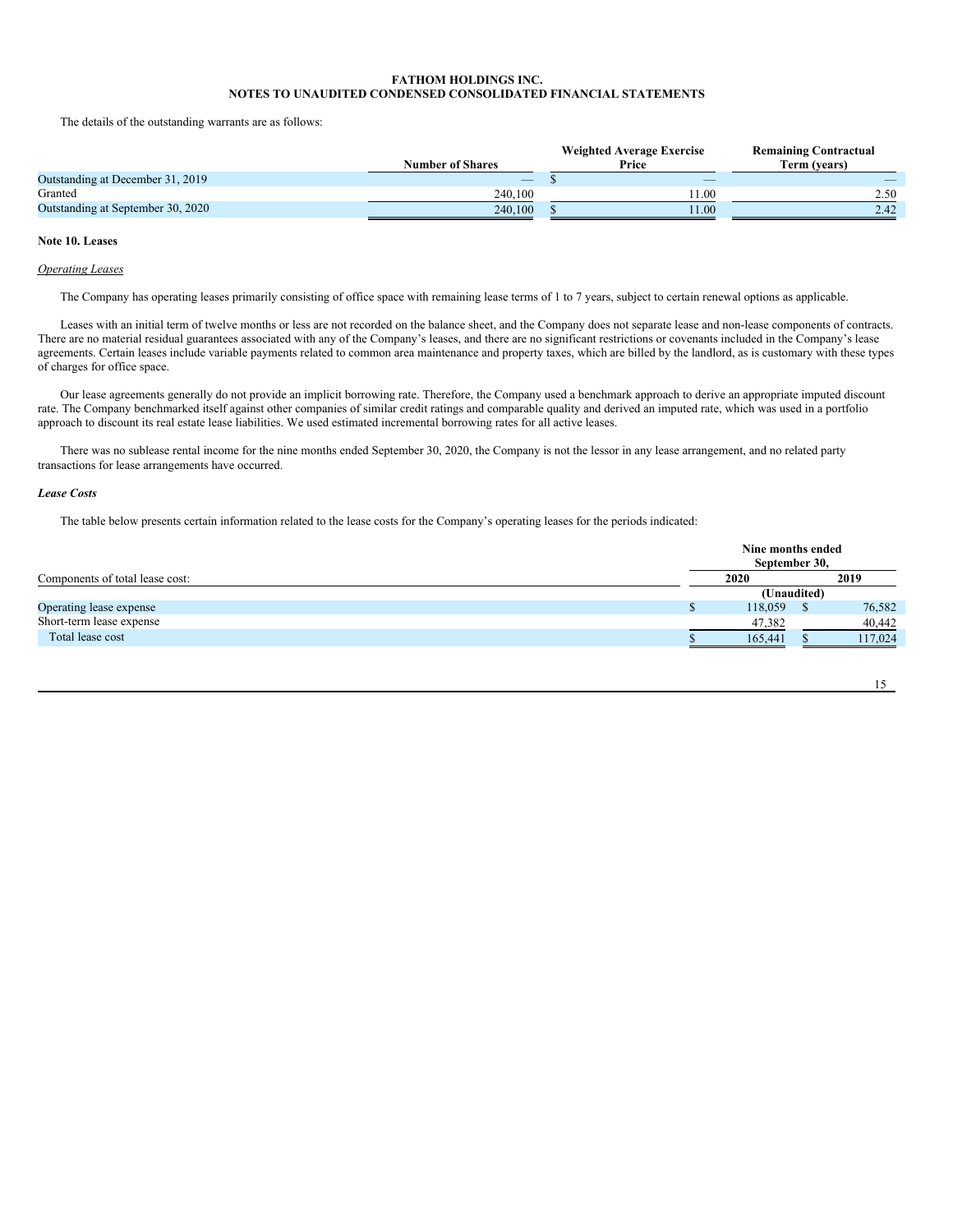**FATHOM HOLDINGS INC.**
**NOTES TO UNAUDITED CONDENSED CONSOLIDATED FINANCIAL STATEMENTS**

The details of the outstanding warrants are as follows:

| | Number of Shares | Weighted Average Exercise Price | Remaining Contractual Term (years) |
|---|---|---|---|
| Outstanding at December 31, 2019 | — | $ — | — |
| Granted | 240,100 | 11.00 | 2.50 |
| Outstanding at September 30, 2020 | 240,100 | $ 11.00 | 2.42 |

**Note 10. Leases**

*Operating Leases*

The Company has operating leases primarily consisting of office space with remaining lease terms of 1 to 7 years, subject to certain renewal options as applicable.

Leases with an initial term of twelve months or less are not recorded on the balance sheet, and the Company does not separate lease and non-lease components of contracts. There are no material residual guarantees associated with any of the Company's leases, and there are no significant restrictions or covenants included in the Company's lease agreements. Certain leases include variable payments related to common area maintenance and property taxes, which are billed by the landlord, as is customary with these types of charges for office space.

Our lease agreements generally do not provide an implicit borrowing rate. Therefore, the Company used a benchmark approach to derive an appropriate imputed discount rate. The Company benchmarked itself against other companies of similar credit ratings and comparable quality and derived an imputed rate, which was used in a portfolio approach to discount its real estate lease liabilities. We used estimated incremental borrowing rates for all active leases.

There was no sublease rental income for the nine months ended September 30, 2020, the Company is not the lessor in any lease arrangement, and no related party transactions for lease arrangements have occurred.

***Lease Costs***

The table below presents certain information related to the lease costs for the Company's operating leases for the periods indicated:

| | Nine months ended September 30, | |
|---|---|---|
| Components of total lease cost: | 2020 | 2019 |
| | (Unaudited) | |
| Operating lease expense | $ 118,059 | $ 76,582 |
| Short-term lease expense | 47,382 | 40,442 |
| Total lease cost | $ 165,441 | $ 117,024 |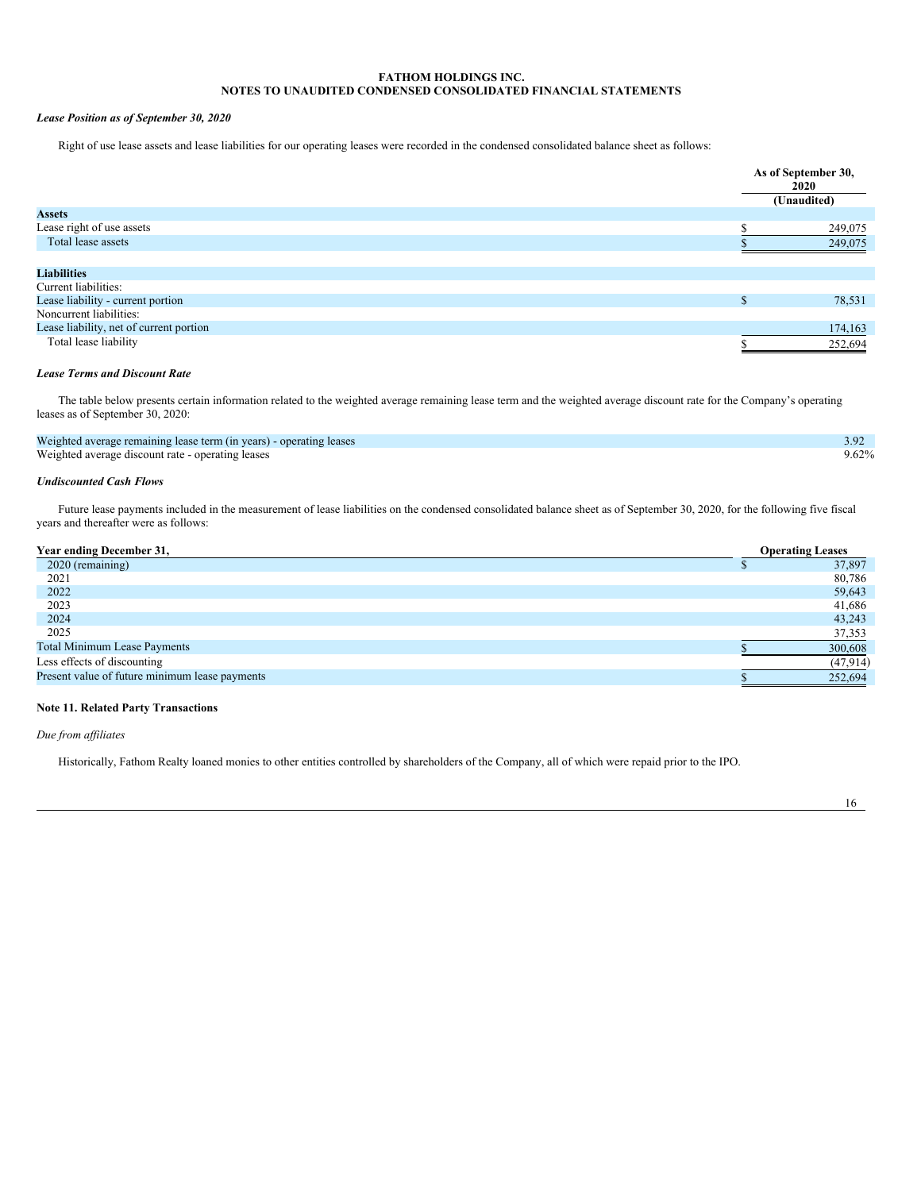**FATHOM HOLDINGS INC.**
**NOTES TO UNAUDITED CONDENSED CONSOLIDATED FINANCIAL STATEMENTS**

***Lease Position as of September 30, 2020***

Right of use lease assets and lease liabilities for our operating leases were recorded in the condensed consolidated balance sheet as follows:

| | As of September 30, 2020 (Unaudited) |
|---|---|
| **Assets** | |
| Lease right of use assets | $ 249,075 |
| Total lease assets | $ 249,075 |
| | |
| **Liabilities** | |
| Current liabilities: | |
| Lease liability - current portion | $ 78,531 |
| Noncurrent liabilities: | |
| Lease liability, net of current portion | 174,163 |
| Total lease liability | $ 252,694 |

***Lease Terms and Discount Rate***

The table below presents certain information related to the weighted average remaining lease term and the weighted average discount rate for the Company's operating leases as of September 30, 2020:

| | |
|---|---|
| Weighted average remaining lease term (in years) - operating leases | 3.92 |
| Weighted average discount rate - operating leases | 9.62% |

***Undiscounted Cash Flows***

Future lease payments included in the measurement of lease liabilities on the condensed consolidated balance sheet as of September 30, 2020, for the following five fiscal years and thereafter were as follows:

| Year ending December 31, | Operating Leases |
|---|---|
| 2020 (remaining) | $ 37,897 |
| 2021 | 80,786 |
| 2022 | 59,643 |
| 2023 | 41,686 |
| 2024 | 43,243 |
| 2025 | 37,353 |
| Total Minimum Lease Payments | $ 300,608 |
| Less effects of discounting | (47,914) |
| Present value of future minimum lease payments | $ 252,694 |

**Note 11. Related Party Transactions**

*Due from affiliates*

Historically, Fathom Realty loaned monies to other entities controlled by shareholders of the Company, all of which were repaid prior to the IPO.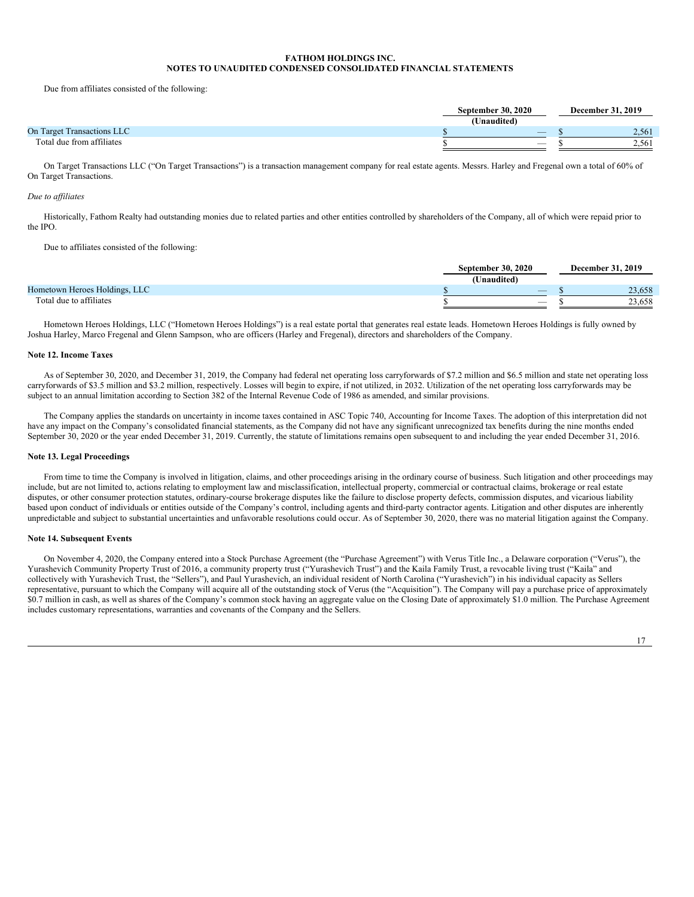Due from affiliates consisted of the following:

| | September 30, 2020 (Unaudited) | December 31, 2019 |
|---|---|---|
| On Target Transactions LLC | $ — | $ 2,561 |
| Total due from affiliates | $ — | $ 2,561 |

On Target Transactions LLC ("On Target Transactions") is a transaction management company for real estate agents. Messrs. Harley and Fregenal own a total of 60% of On Target Transactions.

*Due to affiliates*

Historically, Fathom Realty had outstanding monies due to related parties and other entities controlled by shareholders of the Company, all of which were repaid prior to the IPO.

Due to affiliates consisted of the following:

| | September 30, 2020 (Unaudited) | December 31, 2019 |
|---|---|---|
| Hometown Heroes Holdings, LLC | $ — | $ 23,658 |
| Total due to affiliates | $ — | $ 23,658 |

Hometown Heroes Holdings, LLC ("Hometown Heroes Holdings") is a real estate portal that generates real estate leads. Hometown Heroes Holdings is fully owned by Joshua Harley, Marco Fregenal and Glenn Sampson, who are officers (Harley and Fregenal), directors and shareholders of the Company.

**Note 12. Income Taxes**

As of September 30, 2020, and December 31, 2019, the Company had federal net operating loss carryforwards of $7.2 million and $6.5 million and state net operating loss carryforwards of $3.5 million and $3.2 million, respectively. Losses will begin to expire, if not utilized, in 2032. Utilization of the net operating loss carryforwards may be subject to an annual limitation according to Section 382 of the Internal Revenue Code of 1986 as amended, and similar provisions.

The Company applies the standards on uncertainty in income taxes contained in ASC Topic 740, Accounting for Income Taxes. The adoption of this interpretation did not have any impact on the Company's consolidated financial statements, as the Company did not have any significant unrecognized tax benefits during the nine months ended September 30, 2020 or the year ended December 31, 2019. Currently, the statute of limitations remains open subsequent to and including the year ended December 31, 2016.

**Note 13. Legal Proceedings**

From time to time the Company is involved in litigation, claims, and other proceedings arising in the ordinary course of business. Such litigation and other proceedings may include, but are not limited to, actions relating to employment law and misclassification, intellectual property, commercial or contractual claims, brokerage or real estate disputes, or other consumer protection statutes, ordinary-course brokerage disputes like the failure to disclose property defects, commission disputes, and vicarious liability based upon conduct of individuals or entities outside of the Company's control, including agents and third-party contractor agents. Litigation and other disputes are inherently unpredictable and subject to substantial uncertainties and unfavorable resolutions could occur. As of September 30, 2020, there was no material litigation against the Company.

**Note 14. Subsequent Events**

On November 4, 2020, the Company entered into a Stock Purchase Agreement (the "Purchase Agreement") with Verus Title Inc., a Delaware corporation ("Verus"), the Yurashevich Community Property Trust of 2016, a community property trust ("Yurashevich Trust") and the Kaila Family Trust, a revocable living trust ("Kaila" and collectively with Yurashevich Trust, the "Sellers"), and Paul Yurashevich, an individual resident of North Carolina ("Yurashevich") in his individual capacity as Sellers representative, pursuant to which the Company will acquire all of the outstanding stock of Verus (the "Acquisition"). The Company will pay a purchase price of approximately $0.7 million in cash, as well as shares of the Company's common stock having an aggregate value on the Closing Date of approximately $1.0 million. The Purchase Agreement includes customary representations, warranties and covenants of the Company and the Sellers.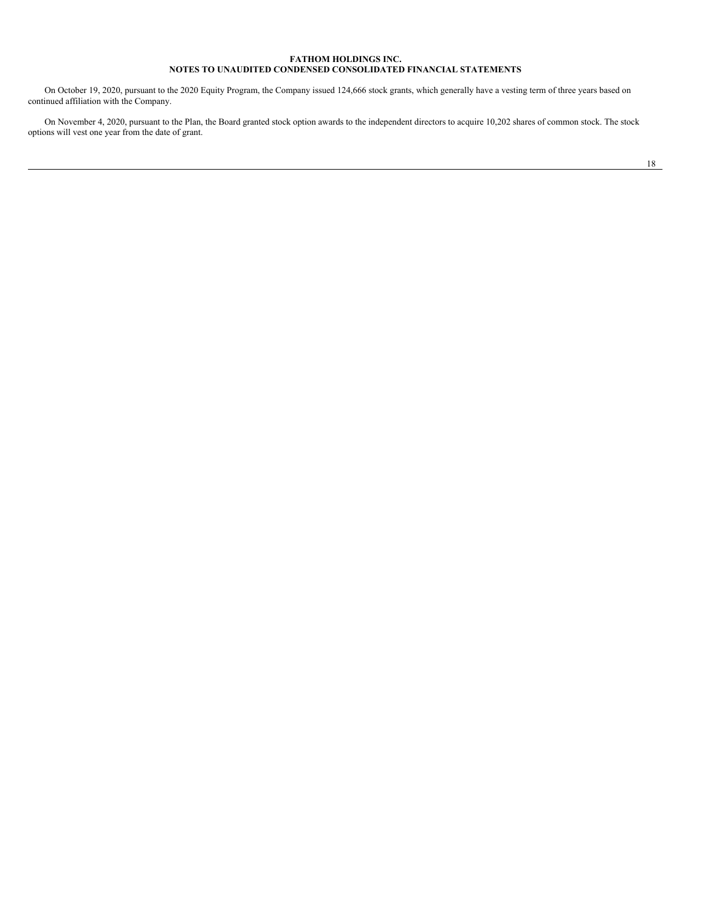On October 19, 2020, pursuant to the 2020 Equity Program, the Company issued 124,666 stock grants, which generally have a vesting term of three years based on continued affiliation with the Company.

On November 4, 2020, pursuant to the Plan, the Board granted stock option awards to the independent directors to acquire 10,202 shares of common stock. The stock options will vest one year from the date of grant.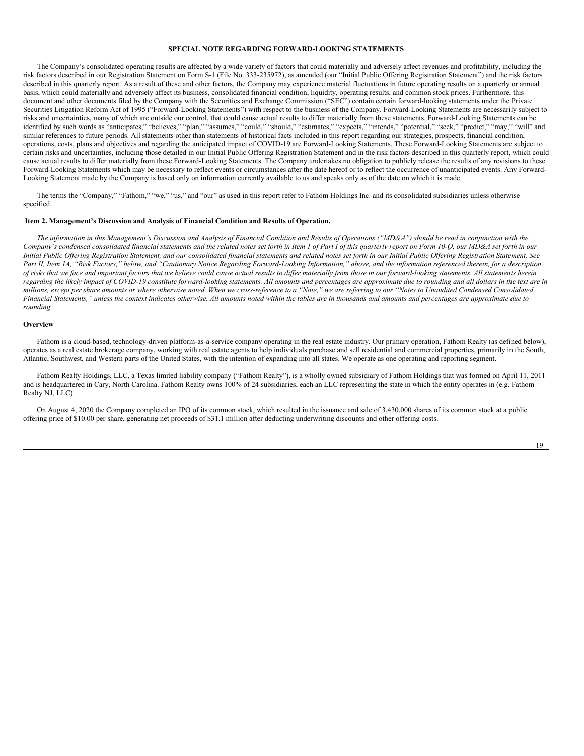**SPECIAL NOTE REGARDING FORWARD-LOOKING STATEMENTS**

The Company's consolidated operating results are affected by a wide variety of factors that could materially and adversely affect revenues and profitability, including the risk factors described in our Registration Statement on Form S-1 (File No. 333-235972), as amended (our "Initial Public Offering Registration Statement") and the risk factors described in this quarterly report. As a result of these and other factors, the Company may experience material fluctuations in future operating results on a quarterly or annual basis, which could materially and adversely affect its business, consolidated financial condition, liquidity, operating results, and common stock prices. Furthermore, this document and other documents filed by the Company with the Securities and Exchange Commission ("SEC") contain certain forward-looking statements under the Private Securities Litigation Reform Act of 1995 ("Forward-Looking Statements") with respect to the business of the Company. Forward-Looking Statements are necessarily subject to risks and uncertainties, many of which are outside our control, that could cause actual results to differ materially from these statements. Forward-Looking Statements can be identified by such words as "anticipates," "believes," "plan," "assumes," "could," "should," "estimates," "expects," "intends," "potential," "seek," "predict," "may," "will" and similar references to future periods. All statements other than statements of historical facts included in this report regarding our strategies, prospects, financial condition, operations, costs, plans and objectives and regarding the anticipated impact of COVID-19 are Forward-Looking Statements. These Forward-Looking Statements are subject to certain risks and uncertainties, including those detailed in our Initial Public Offering Registration Statement and in the risk factors described in this quarterly report, which could cause actual results to differ materially from these Forward-Looking Statements. The Company undertakes no obligation to publicly release the results of any revisions to these Forward-Looking Statements which may be necessary to reflect events or circumstances after the date hereof or to reflect the occurrence of unanticipated events. Any Forward-Looking Statement made by the Company is based only on information currently available to us and speaks only as of the date on which it is made.

The terms the "Company," "Fathom," "we," "us," and "our" as used in this report refer to Fathom Holdings Inc. and its consolidated subsidiaries unless otherwise specified.

**Item 2. Management's Discussion and Analysis of Financial Condition and Results of Operation.**

*The information in this Management's Discussion and Analysis of Financial Condition and Results of Operations ("MD&A") should be read in conjunction with the Company's condensed consolidated financial statements and the related notes set forth in Item 1 of Part I of this quarterly report on Form 10-Q, our MD&A set forth in our Initial Public Offering Registration Statement, and our consolidated financial statements and related notes set forth in our Initial Public Offering Registration Statement. See Part II, Item 1A, "Risk Factors," below, and "Cautionary Notice Regarding Forward-Looking Information," above, and the information referenced therein, for a description of risks that we face and important factors that we believe could cause actual results to differ materially from those in our forward-looking statements. All statements herein regarding the likely impact of COVID-19 constitute forward-looking statements. All amounts and percentages are approximate due to rounding and all dollars in the text are in millions, except per share amounts or where otherwise noted. When we cross-reference to a "Note," we are referring to our "Notes to Unaudited Condensed Consolidated Financial Statements," unless the context indicates otherwise. All amounts noted within the tables are in thousands and amounts and percentages are approximate due to rounding.*

**Overview**

Fathom is a cloud-based, technology-driven platform-as-a-service company operating in the real estate industry. Our primary operation, Fathom Realty (as defined below), operates as a real estate brokerage company, working with real estate agents to help individuals purchase and sell residential and commercial properties, primarily in the South, Atlantic, Southwest, and Western parts of the United States, with the intention of expanding into all states. We operate as one operating and reporting segment.

Fathom Realty Holdings, LLC, a Texas limited liability company ("Fathom Realty"), is a wholly owned subsidiary of Fathom Holdings that was formed on April 11, 2011 and is headquartered in Cary, North Carolina. Fathom Realty owns 100% of 24 subsidiaries, each an LLC representing the state in which the entity operates in (e.g. Fathom Realty NJ, LLC).

On August 4, 2020 the Company completed an IPO of its common stock, which resulted in the issuance and sale of 3,430,000 shares of its common stock at a public offering price of $10.00 per share, generating net proceeds of $31.1 million after deducting underwriting discounts and other offering costs.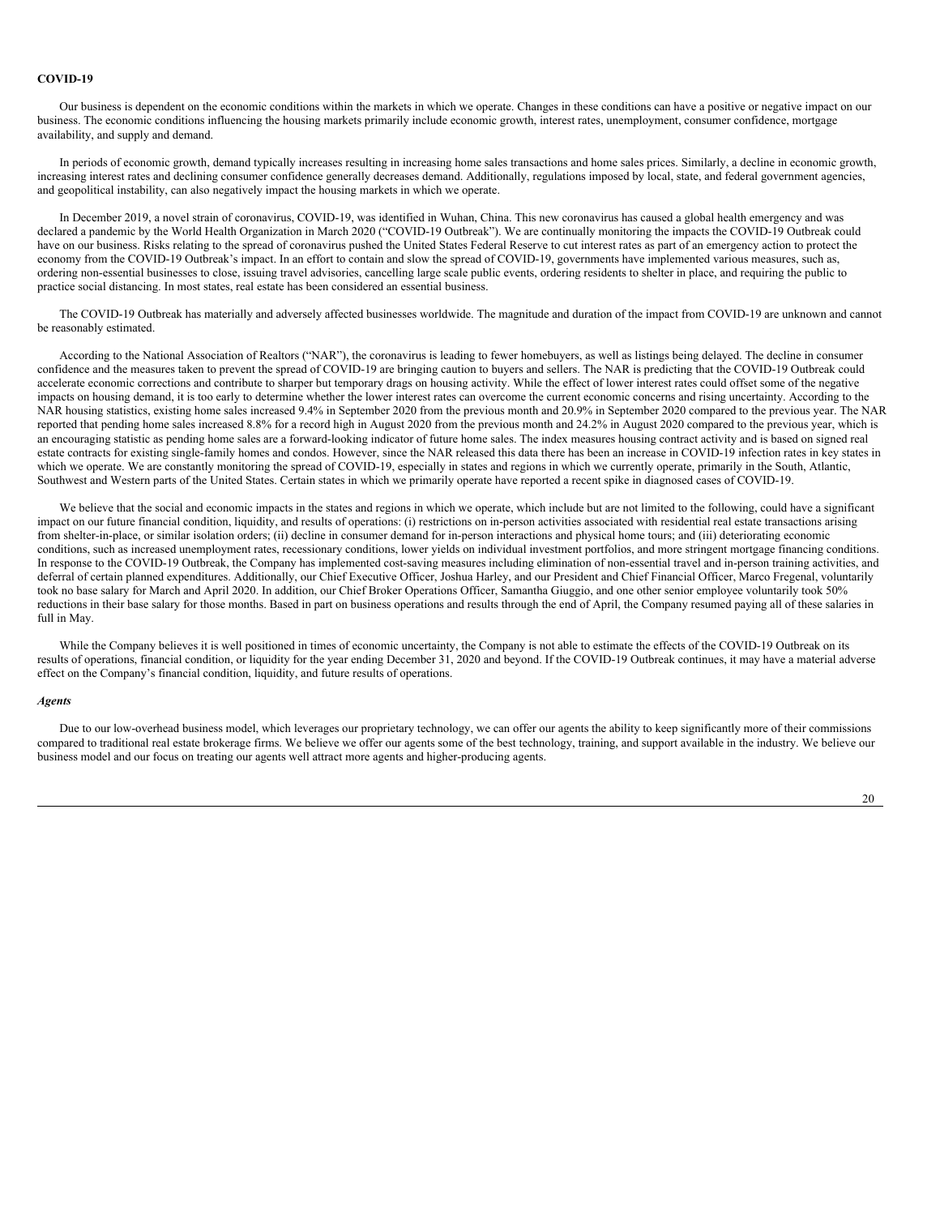**COVID-19**

Our business is dependent on the economic conditions within the markets in which we operate. Changes in these conditions can have a positive or negative impact on our business. The economic conditions influencing the housing markets primarily include economic growth, interest rates, unemployment, consumer confidence, mortgage availability, and supply and demand.

In periods of economic growth, demand typically increases resulting in increasing home sales transactions and home sales prices. Similarly, a decline in economic growth, increasing interest rates and declining consumer confidence generally decreases demand. Additionally, regulations imposed by local, state, and federal government agencies, and geopolitical instability, can also negatively impact the housing markets in which we operate.

In December 2019, a novel strain of coronavirus, COVID-19, was identified in Wuhan, China. This new coronavirus has caused a global health emergency and was declared a pandemic by the World Health Organization in March 2020 ("COVID-19 Outbreak"). We are continually monitoring the impacts the COVID-19 Outbreak could have on our business. Risks relating to the spread of coronavirus pushed the United States Federal Reserve to cut interest rates as part of an emergency action to protect the economy from the COVID-19 Outbreak's impact. In an effort to contain and slow the spread of COVID-19, governments have implemented various measures, such as, ordering non-essential businesses to close, issuing travel advisories, cancelling large scale public events, ordering residents to shelter in place, and requiring the public to practice social distancing. In most states, real estate has been considered an essential business.

The COVID-19 Outbreak has materially and adversely affected businesses worldwide. The magnitude and duration of the impact from COVID-19 are unknown and cannot be reasonably estimated.

According to the National Association of Realtors ("NAR"), the coronavirus is leading to fewer homebuyers, as well as listings being delayed. The decline in consumer confidence and the measures taken to prevent the spread of COVID-19 are bringing caution to buyers and sellers. The NAR is predicting that the COVID-19 Outbreak could accelerate economic corrections and contribute to sharper but temporary drags on housing activity. While the effect of lower interest rates could offset some of the negative impacts on housing demand, it is too early to determine whether the lower interest rates can overcome the current economic concerns and rising uncertainty. According to the NAR housing statistics, existing home sales increased 9.4% in September 2020 from the previous month and 20.9% in September 2020 compared to the previous year. The NAR reported that pending home sales increased 8.8% for a record high in August 2020 from the previous month and 24.2% in August 2020 compared to the previous year, which is an encouraging statistic as pending home sales are a forward-looking indicator of future home sales. The index measures housing contract activity and is based on signed real estate contracts for existing single-family homes and condos. However, since the NAR released this data there has been an increase in COVID-19 infection rates in key states in which we operate. We are constantly monitoring the spread of COVID-19, especially in states and regions in which we currently operate, primarily in the South, Atlantic, Southwest and Western parts of the United States. Certain states in which we primarily operate have reported a recent spike in diagnosed cases of COVID-19.

We believe that the social and economic impacts in the states and regions in which we operate, which include but are not limited to the following, could have a significant impact on our future financial condition, liquidity, and results of operations: (i) restrictions on in-person activities associated with residential real estate transactions arising from shelter-in-place, or similar isolation orders; (ii) decline in consumer demand for in-person interactions and physical home tours; and (iii) deteriorating economic conditions, such as increased unemployment rates, recessionary conditions, lower yields on individual investment portfolios, and more stringent mortgage financing conditions. In response to the COVID-19 Outbreak, the Company has implemented cost-saving measures including elimination of non-essential travel and in-person training activities, and deferral of certain planned expenditures. Additionally, our Chief Executive Officer, Joshua Harley, and our President and Chief Financial Officer, Marco Fregenal, voluntarily took no base salary for March and April 2020. In addition, our Chief Broker Operations Officer, Samantha Giuggio, and one other senior employee voluntarily took 50% reductions in their base salary for those months. Based in part on business operations and results through the end of April, the Company resumed paying all of these salaries in full in May.

While the Company believes it is well positioned in times of economic uncertainty, the Company is not able to estimate the effects of the COVID-19 Outbreak on its results of operations, financial condition, or liquidity for the year ending December 31, 2020 and beyond. If the COVID-19 Outbreak continues, it may have a material adverse effect on the Company's financial condition, liquidity, and future results of operations.

***Agents***

Due to our low-overhead business model, which leverages our proprietary technology, we can offer our agents the ability to keep significantly more of their commissions compared to traditional real estate brokerage firms. We believe we offer our agents some of the best technology, training, and support available in the industry. We believe our business model and our focus on treating our agents well attract more agents and higher-producing agents.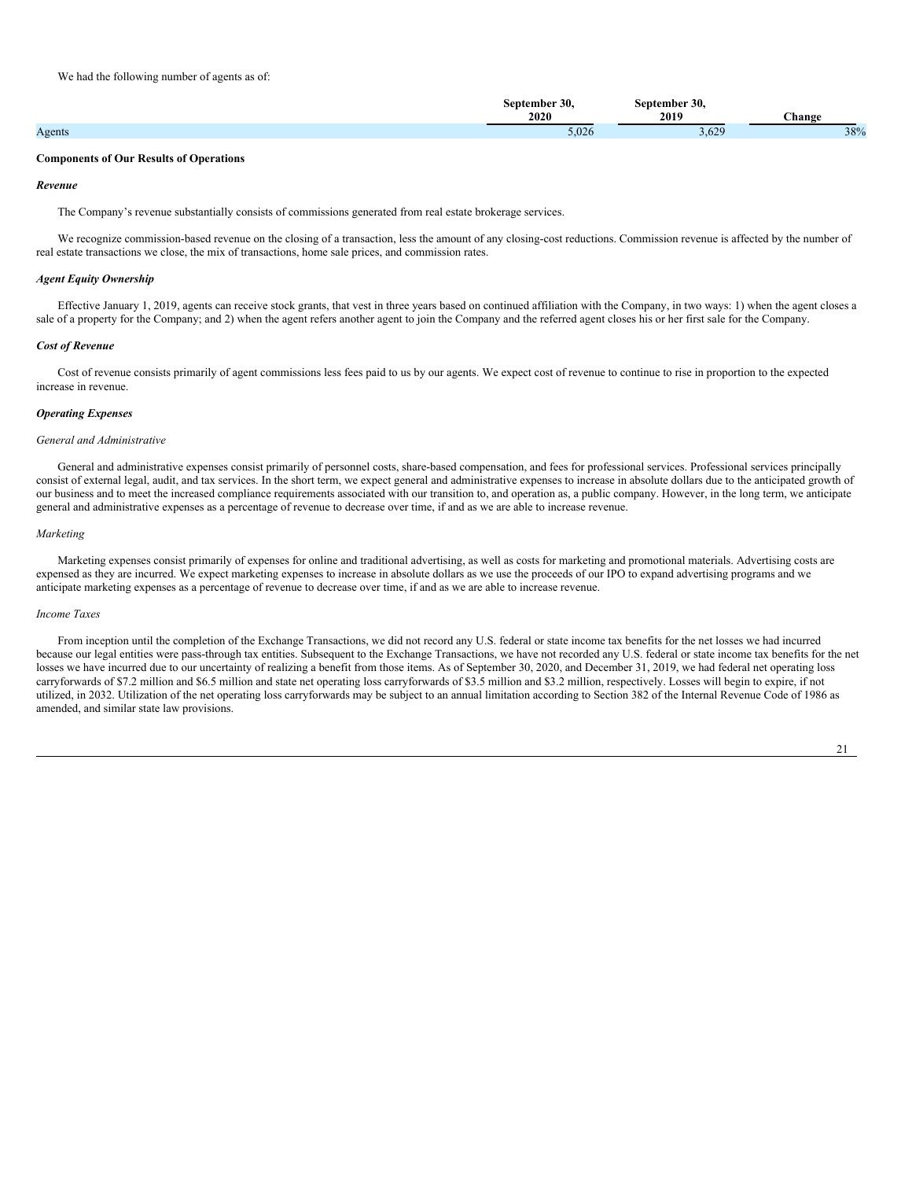We had the following number of agents as of:

| | September 30, 2020 | September 30, 2019 | Change |
|---|---|---|---|
| Agents | 5,026 | 3,629 | 38% |

**Components of Our Results of Operations**

***Revenue***

The Company's revenue substantially consists of commissions generated from real estate brokerage services.

We recognize commission-based revenue on the closing of a transaction, less the amount of any closing-cost reductions. Commission revenue is affected by the number of real estate transactions we close, the mix of transactions, home sale prices, and commission rates.

***Agent Equity Ownership***

Effective January 1, 2019, agents can receive stock grants, that vest in three years based on continued affiliation with the Company, in two ways: 1) when the agent closes a sale of a property for the Company; and 2) when the agent refers another agent to join the Company and the referred agent closes his or her first sale for the Company.

***Cost of Revenue***

Cost of revenue consists primarily of agent commissions less fees paid to us by our agents. We expect cost of revenue to continue to rise in proportion to the expected increase in revenue.

***Operating Expenses***

*General and Administrative*

General and administrative expenses consist primarily of personnel costs, share-based compensation, and fees for professional services. Professional services principally consist of external legal, audit, and tax services. In the short term, we expect general and administrative expenses to increase in absolute dollars due to the anticipated growth of our business and to meet the increased compliance requirements associated with our transition to, and operation as, a public company. However, in the long term, we anticipate general and administrative expenses as a percentage of revenue to decrease over time, if and as we are able to increase revenue.

*Marketing*

Marketing expenses consist primarily of expenses for online and traditional advertising, as well as costs for marketing and promotional materials. Advertising costs are expensed as they are incurred. We expect marketing expenses to increase in absolute dollars as we use the proceeds of our IPO to expand advertising programs and we anticipate marketing expenses as a percentage of revenue to decrease over time, if and as we are able to increase revenue.

*Income Taxes*

From inception until the completion of the Exchange Transactions, we did not record any U.S. federal or state income tax benefits for the net losses we had incurred because our legal entities were pass-through tax entities. Subsequent to the Exchange Transactions, we have not recorded any U.S. federal or state income tax benefits for the net losses we have incurred due to our uncertainty of realizing a benefit from those items. As of September 30, 2020, and December 31, 2019, we had federal net operating loss carryforwards of $7.2 million and $6.5 million and state net operating loss carryforwards of $3.5 million and $3.2 million, respectively. Losses will begin to expire, if not utilized, in 2032. Utilization of the net operating loss carryforwards may be subject to an annual limitation according to Section 382 of the Internal Revenue Code of 1986 as amended, and similar state law provisions.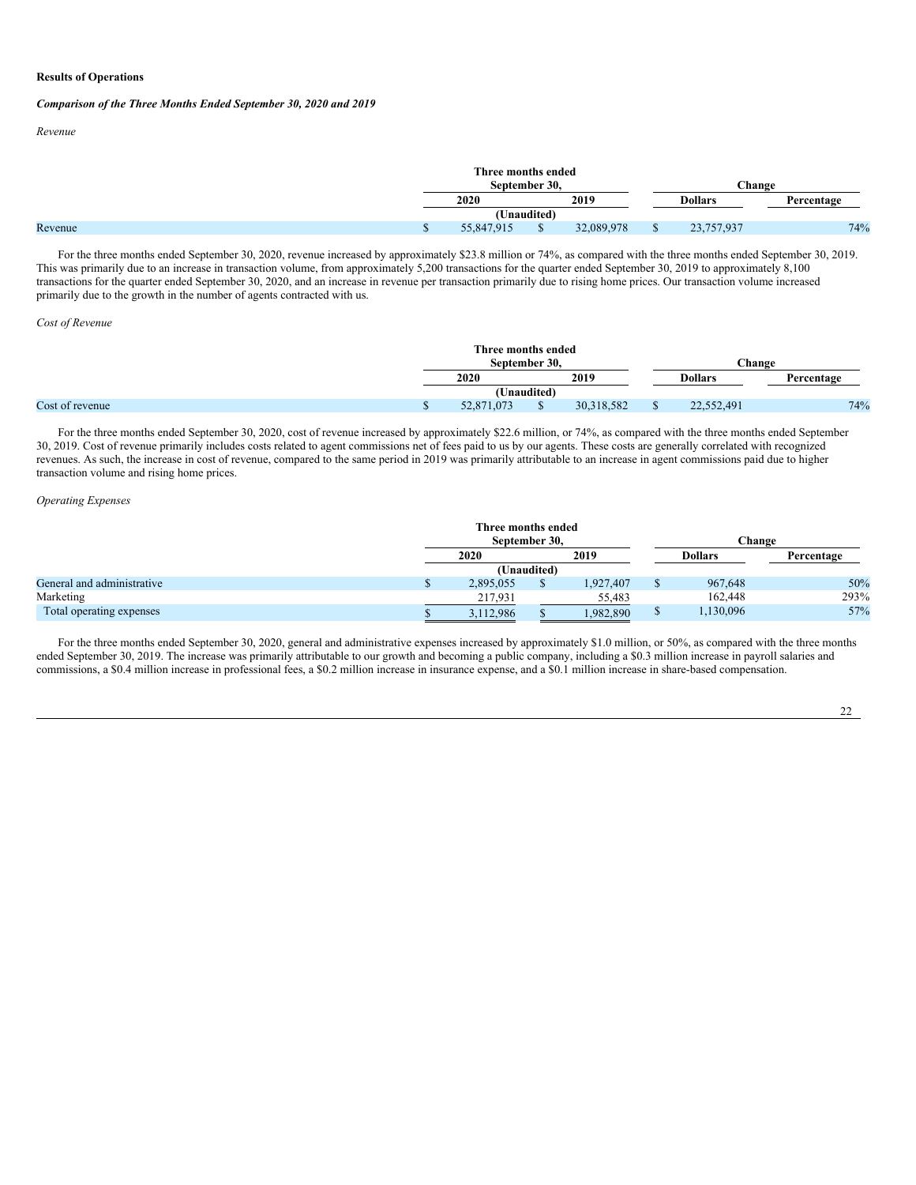### Results of Operations

***Comparison of the Three Months Ended September 30, 2020 and 2019***

*Revenue*

| | Three months ended September 30, | | Change | |
|---|---|---|---|---|
| | 2020 | 2019 | Dollars | Percentage |
| | (Unaudited) | | | |
| Revenue | $ 55,847,915 | $ 32,089,978 | $ 23,757,937 | 74% |

For the three months ended September 30, 2020, revenue increased by approximately $23.8 million or 74%, as compared with the three months ended September 30, 2019. This was primarily due to an increase in transaction volume, from approximately 5,200 transactions for the quarter ended September 30, 2019 to approximately 8,100 transactions for the quarter ended September 30, 2020, and an increase in revenue per transaction primarily due to rising home prices. Our transaction volume increased primarily due to the growth in the number of agents contracted with us.

*Cost of Revenue*

| | Three months ended September 30, | | Change | |
|---|---|---|---|---|
| | 2020 | 2019 | Dollars | Percentage |
| | (Unaudited) | | | |
| Cost of revenue | $ 52,871,073 | $ 30,318,582 | $ 22,552,491 | 74% |

For the three months ended September 30, 2020, cost of revenue increased by approximately $22.6 million, or 74%, as compared with the three months ended September 30, 2019. Cost of revenue primarily includes costs related to agent commissions net of fees paid to us by our agents. These costs are generally correlated with recognized revenues. As such, the increase in cost of revenue, compared to the same period in 2019 was primarily attributable to an increase in agent commissions paid due to higher transaction volume and rising home prices.

*Operating Expenses*

| | Three months ended September 30, | | Change | |
|---|---|---|---|---|
| | 2020 | 2019 | Dollars | Percentage |
| | (Unaudited) | | | |
| General and administrative | $ 2,895,055 | $ 1,927,407 | $ 967,648 | 50% |
| Marketing | 217,931 | 55,483 | 162,448 | 293% |
| Total operating expenses | $ 3,112,986 | $ 1,982,890 | $ 1,130,096 | 57% |

For the three months ended September 30, 2020, general and administrative expenses increased by approximately $1.0 million, or 50%, as compared with the three months ended September 30, 2019. The increase was primarily attributable to our growth and becoming a public company, including a $0.3 million increase in payroll salaries and commissions, a $0.4 million increase in professional fees, a $0.2 million increase in insurance expense, and a $0.1 million increase in share-based compensation.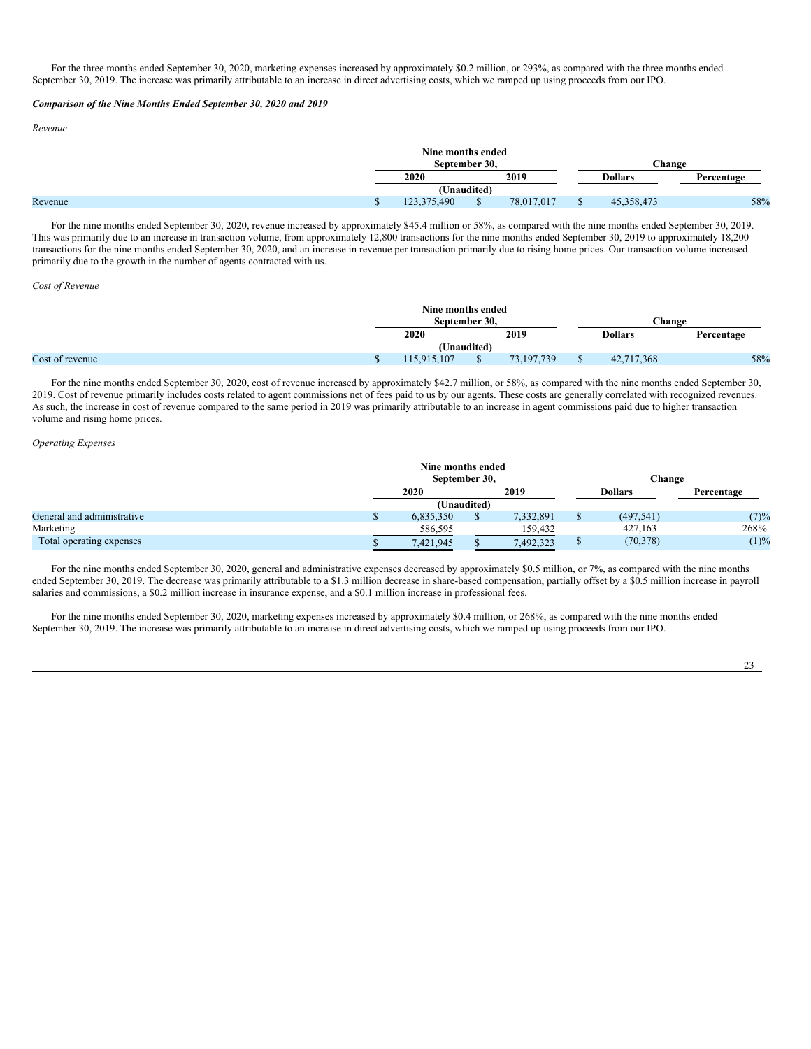For the three months ended September 30, 2020, marketing expenses increased by approximately $0.2 million, or 293%, as compared with the three months ended September 30, 2019. The increase was primarily attributable to an increase in direct advertising costs, which we ramped up using proceeds from our IPO.

***Comparison of the Nine Months Ended September 30, 2020 and 2019***

*Revenue*

| | Nine months ended September 30, | | Change | |
|---|---|---|---|---|
| | 2020 | 2019 | Dollars | Percentage |
| | (Unaudited) | | | |
| Revenue | $ 123,375,490 | $ 78,017,017 | $ 45,358,473 | 58% |

For the nine months ended September 30, 2020, revenue increased by approximately $45.4 million or 58%, as compared with the nine months ended September 30, 2019. This was primarily due to an increase in transaction volume, from approximately 12,800 transactions for the nine months ended September 30, 2019 to approximately 18,200 transactions for the nine months ended September 30, 2020, and an increase in revenue per transaction primarily due to rising home prices. Our transaction volume increased primarily due to the growth in the number of agents contracted with us.

*Cost of Revenue*

| | Nine months ended September 30, | | Change | |
|---|---|---|---|---|
| | 2020 | 2019 | Dollars | Percentage |
| | (Unaudited) | | | |
| Cost of revenue | $ 115,915,107 | $ 73,197,739 | $ 42,717,368 | 58% |

For the nine months ended September 30, 2020, cost of revenue increased by approximately $42.7 million, or 58%, as compared with the nine months ended September 30, 2019. Cost of revenue primarily includes costs related to agent commissions net of fees paid to us by our agents. These costs are generally correlated with recognized revenues. As such, the increase in cost of revenue compared to the same period in 2019 was primarily attributable to an increase in agent commissions paid due to higher transaction volume and rising home prices.

*Operating Expenses*

| | Nine months ended September 30, | | Change | |
|---|---|---|---|---|
| | 2020 | 2019 | Dollars | Percentage |
| | (Unaudited) | | | |
| General and administrative | $ 6,835,350 | $ 7,332,891 | $ (497,541) | (7)% |
| Marketing | 586,595 | 159,432 | 427,163 | 268% |
| Total operating expenses | $ 7,421,945 | $ 7,492,323 | $ (70,378) | (1)% |

For the nine months ended September 30, 2020, general and administrative expenses decreased by approximately $0.5 million, or 7%, as compared with the nine months ended September 30, 2019. The decrease was primarily attributable to a $1.3 million decrease in share-based compensation, partially offset by a $0.5 million increase in payroll salaries and commissions, a $0.2 million increase in insurance expense, and a $0.1 million increase in professional fees.

For the nine months ended September 30, 2020, marketing expenses increased by approximately $0.4 million, or 268%, as compared with the nine months ended September 30, 2019. The increase was primarily attributable to an increase in direct advertising costs, which we ramped up using proceeds from our IPO.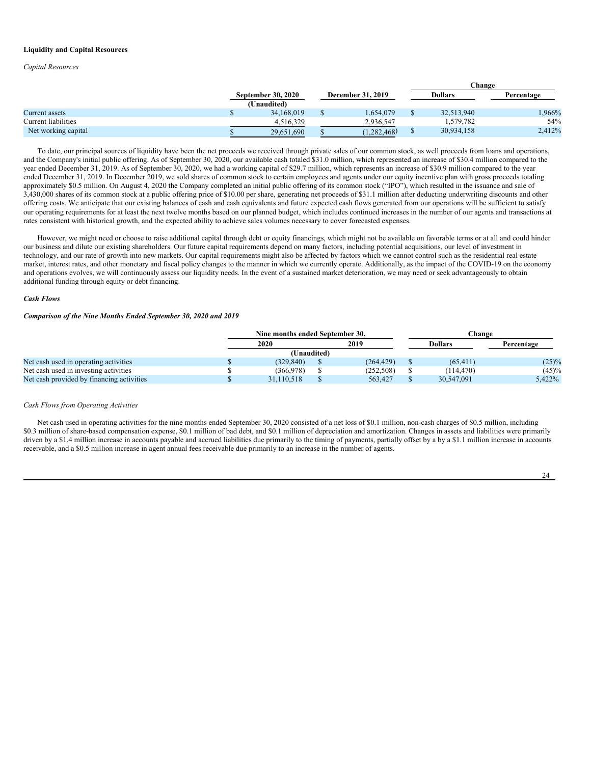**Liquidity and Capital Resources**

*Capital Resources*

| | September 30, 2020 | December 31, 2019 | Change | |
|---|---|---|---|---|
| | (Unaudited) | | Dollars | Percentage |
| Current assets | $ 34,168,019 | $ 1,654,079 | $ 32,513,940 | 1,966% |
| Current liabilities | 4,516,329 | 2,936,547 | 1,579,782 | 54% |
| Net working capital | $ 29,651,690 | $ (1,282,468) | $ 30,934,158 | 2,412% |

To date, our principal sources of liquidity have been the net proceeds we received through private sales of our common stock, as well proceeds from loans and operations, and the Company's initial public offering. As of September 30, 2020, our available cash totaled $31.0 million, which represented an increase of $30.4 million compared to the year ended December 31, 2019. As of September 30, 2020, we had a working capital of $29.7 million, which represents an increase of $30.9 million compared to the year ended December 31, 2019. In December 2019, we sold shares of common stock to certain employees and agents under our equity incentive plan with gross proceeds totaling approximately $0.5 million. On August 4, 2020 the Company completed an initial public offering of its common stock ("IPO"), which resulted in the issuance and sale of 3,430,000 shares of its common stock at a public offering price of $10.00 per share, generating net proceeds of $31.1 million after deducting underwriting discounts and other offering costs. We anticipate that our existing balances of cash and cash equivalents and future expected cash flows generated from our operations will be sufficient to satisfy our operating requirements for at least the next twelve months based on our planned budget, which includes continued increases in the number of our agents and transactions at rates consistent with historical growth, and the expected ability to achieve sales volumes necessary to cover forecasted expenses.

However, we might need or choose to raise additional capital through debt or equity financings, which might not be available on favorable terms or at all and could hinder our business and dilute our existing shareholders. Our future capital requirements depend on many factors, including potential acquisitions, our level of investment in technology, and our rate of growth into new markets. Our capital requirements might also be affected by factors which we cannot control such as the residential real estate market, interest rates, and other monetary and fiscal policy changes to the manner in which we currently operate. Additionally, as the impact of the COVID-19 on the economy and operations evolves, we will continuously assess our liquidity needs. In the event of a sustained market deterioration, we may need or seek advantageously to obtain additional funding through equity or debt financing.

***Cash Flows***

***Comparison of the Nine Months Ended September 30, 2020 and 2019***

| | Nine months ended September 30, | | Change | |
|---|---|---|---|---|
| | 2020 | 2019 | Dollars | Percentage |
| | (Unaudited) | | | |
| Net cash used in operating activities | $ (329,840) | $ (264,429) | $ (65,411) | (25)% |
| Net cash used in investing activities | $ (366,978) | $ (252,508) | $ (114,470) | (45)% |
| Net cash provided by financing activities | $ 31,110,518 | $ 563,427 | $ 30,547,091 | 5,422% |

*Cash Flows from Operating Activities*

Net cash used in operating activities for the nine months ended September 30, 2020 consisted of a net loss of $0.1 million, non-cash charges of $0.5 million, including $0.3 million of share-based compensation expense, $0.1 million of bad debt, and $0.1 million of depreciation and amortization. Changes in assets and liabilities were primarily driven by a $1.4 million increase in accounts payable and accrued liabilities due primarily to the timing of payments, partially offset by a by a $1.1 million increase in accounts receivable, and a $0.5 million increase in agent annual fees receivable due primarily to an increase in the number of agents.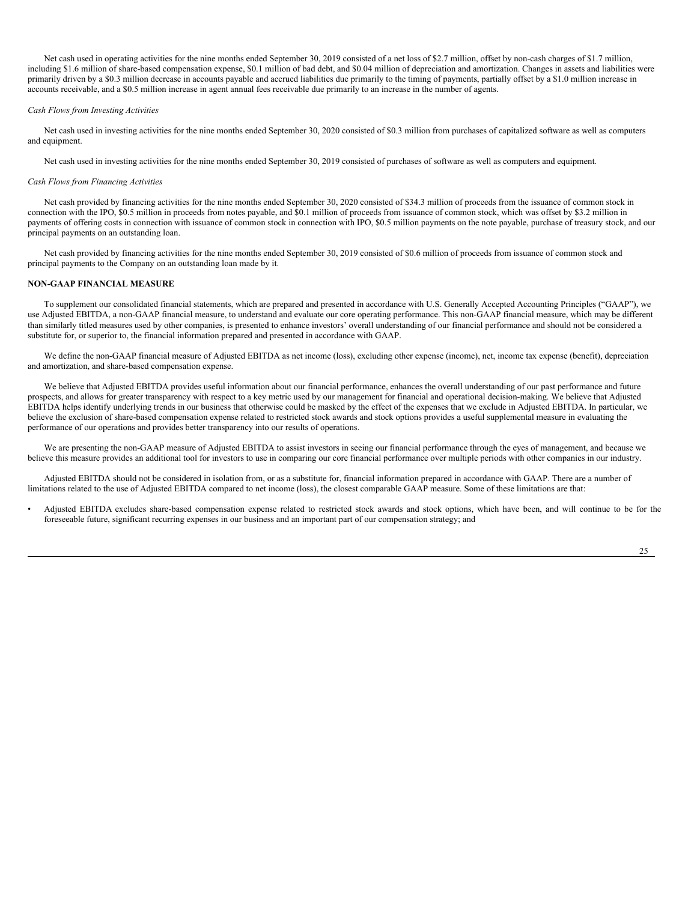Net cash used in operating activities for the nine months ended September 30, 2019 consisted of a net loss of $2.7 million, offset by non-cash charges of $1.7 million, including $1.6 million of share-based compensation expense, $0.1 million of bad debt, and $0.04 million of depreciation and amortization. Changes in assets and liabilities were primarily driven by a $0.3 million decrease in accounts payable and accrued liabilities due primarily to the timing of payments, partially offset by a $1.0 million increase in accounts receivable, and a $0.5 million increase in agent annual fees receivable due primarily to an increase in the number of agents.

*Cash Flows from Investing Activities*

Net cash used in investing activities for the nine months ended September 30, 2020 consisted of $0.3 million from purchases of capitalized software as well as computers and equipment.

Net cash used in investing activities for the nine months ended September 30, 2019 consisted of purchases of software as well as computers and equipment.

*Cash Flows from Financing Activities*

Net cash provided by financing activities for the nine months ended September 30, 2020 consisted of $34.3 million of proceeds from the issuance of common stock in connection with the IPO, $0.5 million in proceeds from notes payable, and $0.1 million of proceeds from issuance of common stock, which was offset by $3.2 million in payments of offering costs in connection with issuance of common stock in connection with IPO, $0.5 million payments on the note payable, purchase of treasury stock, and our principal payments on an outstanding loan.

Net cash provided by financing activities for the nine months ended September 30, 2019 consisted of $0.6 million of proceeds from issuance of common stock and principal payments to the Company on an outstanding loan made by it.

**NON-GAAP FINANCIAL MEASURE**

To supplement our consolidated financial statements, which are prepared and presented in accordance with U.S. Generally Accepted Accounting Principles ("GAAP"), we use Adjusted EBITDA, a non-GAAP financial measure, to understand and evaluate our core operating performance. This non-GAAP financial measure, which may be different than similarly titled measures used by other companies, is presented to enhance investors' overall understanding of our financial performance and should not be considered a substitute for, or superior to, the financial information prepared and presented in accordance with GAAP.

We define the non-GAAP financial measure of Adjusted EBITDA as net income (loss), excluding other expense (income), net, income tax expense (benefit), depreciation and amortization, and share-based compensation expense.

We believe that Adjusted EBITDA provides useful information about our financial performance, enhances the overall understanding of our past performance and future prospects, and allows for greater transparency with respect to a key metric used by our management for financial and operational decision-making. We believe that Adjusted EBITDA helps identify underlying trends in our business that otherwise could be masked by the effect of the expenses that we exclude in Adjusted EBITDA. In particular, we believe the exclusion of share-based compensation expense related to restricted stock awards and stock options provides a useful supplemental measure in evaluating the performance of our operations and provides better transparency into our results of operations.

We are presenting the non-GAAP measure of Adjusted EBITDA to assist investors in seeing our financial performance through the eyes of management, and because we believe this measure provides an additional tool for investors to use in comparing our core financial performance over multiple periods with other companies in our industry.

Adjusted EBITDA should not be considered in isolation from, or as a substitute for, financial information prepared in accordance with GAAP. There are a number of limitations related to the use of Adjusted EBITDA compared to net income (loss), the closest comparable GAAP measure. Some of these limitations are that:

- Adjusted EBITDA excludes share-based compensation expense related to restricted stock awards and stock options, which have been, and will continue to be for the foreseeable future, significant recurring expenses in our business and an important part of our compensation strategy; and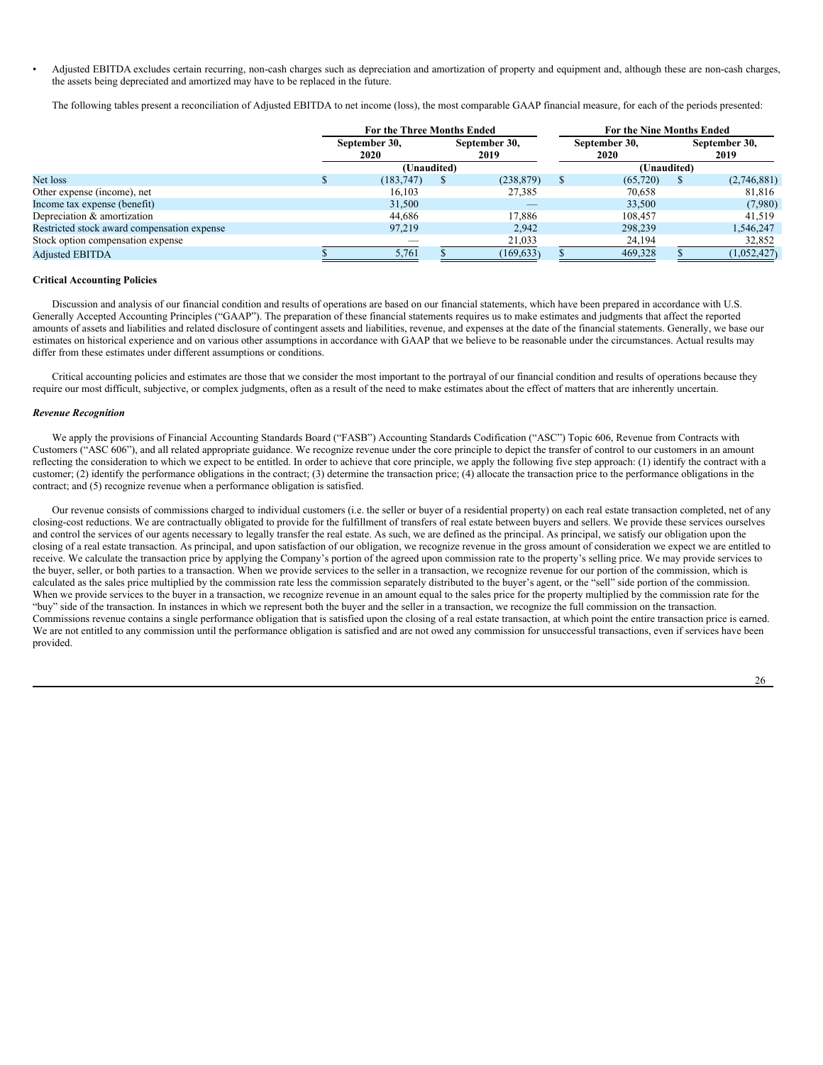- Adjusted EBITDA excludes certain recurring, non-cash charges such as depreciation and amortization of property and equipment and, although these are non-cash charges, the assets being depreciated and amortized may have to be replaced in the future.

The following tables present a reconciliation of Adjusted EBITDA to net income (loss), the most comparable GAAP financial measure, for each of the periods presented:

| | For the Three Months Ended | | For the Nine Months Ended | |
|---|---|---|---|---|
| | September 30, 2020 | September 30, 2019 | September 30, 2020 | September 30, 2019 |
| | (Unaudited) | | (Unaudited) | |
| Net loss | $ (183,747) | $ (238,879) | $ (65,720) | $ (2,746,881) |
| Other expense (income), net | 16,103 | 27,385 | 70,658 | 81,816 |
| Income tax expense (benefit) | 31,500 | — | 33,500 | (7,980) |
| Depreciation & amortization | 44,686 | 17,886 | 108,457 | 41,519 |
| Restricted stock award compensation expense | 97,219 | 2,942 | 298,239 | 1,546,247 |
| Stock option compensation expense | — | 21,033 | 24,194 | 32,852 |
| Adjusted EBITDA | $ 5,761 | $ (169,633) | $ 469,328 | $ (1,052,427) |

**Critical Accounting Policies**

Discussion and analysis of our financial condition and results of operations are based on our financial statements, which have been prepared in accordance with U.S. Generally Accepted Accounting Principles ("GAAP"). The preparation of these financial statements requires us to make estimates and judgments that affect the reported amounts of assets and liabilities and related disclosure of contingent assets and liabilities, revenue, and expenses at the date of the financial statements. Generally, we base our estimates on historical experience and on various other assumptions in accordance with GAAP that we believe to be reasonable under the circumstances. Actual results may differ from these estimates under different assumptions or conditions.

Critical accounting policies and estimates are those that we consider the most important to the portrayal of our financial condition and results of operations because they require our most difficult, subjective, or complex judgments, often as a result of the need to make estimates about the effect of matters that are inherently uncertain.

***Revenue Recognition***

We apply the provisions of Financial Accounting Standards Board ("FASB") Accounting Standards Codification ("ASC") Topic 606, Revenue from Contracts with Customers ("ASC 606"), and all related appropriate guidance. We recognize revenue under the core principle to depict the transfer of control to our customers in an amount reflecting the consideration to which we expect to be entitled. In order to achieve that core principle, we apply the following five step approach: (1) identify the contract with a customer; (2) identify the performance obligations in the contract; (3) determine the transaction price; (4) allocate the transaction price to the performance obligations in the contract; and (5) recognize revenue when a performance obligation is satisfied.

Our revenue consists of commissions charged to individual customers (i.e. the seller or buyer of a residential property) on each real estate transaction completed, net of any closing-cost reductions. We are contractually obligated to provide for the fulfillment of transfers of real estate between buyers and sellers. We provide these services ourselves and control the services of our agents necessary to legally transfer the real estate. As such, we are defined as the principal. As principal, we satisfy our obligation upon the closing of a real estate transaction. As principal, and upon satisfaction of our obligation, we recognize revenue in the gross amount of consideration we expect we are entitled to receive. We calculate the transaction price by applying the Company's portion of the agreed upon commission rate to the property's selling price. We may provide services to the buyer, seller, or both parties to a transaction. When we provide services to the seller in a transaction, we recognize revenue for our portion of the commission, which is calculated as the sales price multiplied by the commission rate less the commission separately distributed to the buyer's agent, or the "sell" side portion of the commission. When we provide services to the buyer in a transaction, we recognize revenue in an amount equal to the sales price for the property multiplied by the commission rate for the "buy" side of the transaction. In instances in which we represent both the buyer and the seller in a transaction, we recognize the full commission on the transaction. Commissions revenue contains a single performance obligation that is satisfied upon the closing of a real estate transaction, at which point the entire transaction price is earned. We are not entitled to any commission until the performance obligation is satisfied and are not owed any commission for unsuccessful transactions, even if services have been provided.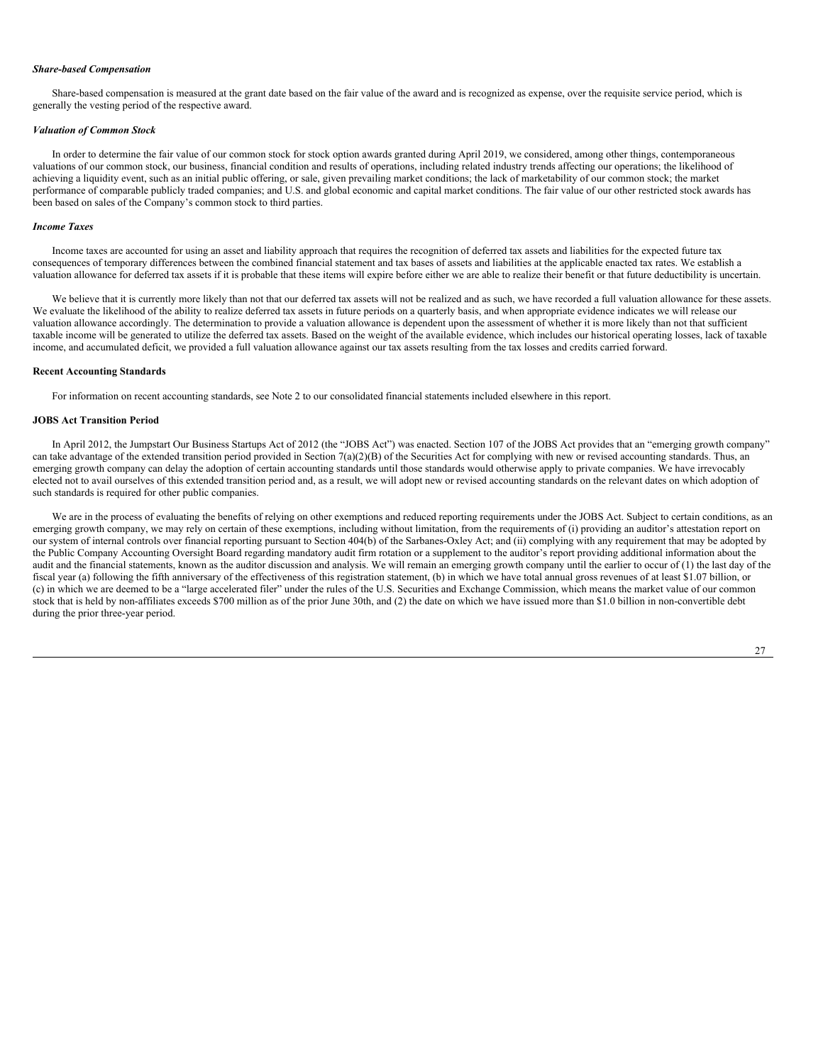### *Share-based Compensation*

Share-based compensation is measured at the grant date based on the fair value of the award and is recognized as expense, over the requisite service period, which is generally the vesting period of the respective award.

### *Valuation of Common Stock*

In order to determine the fair value of our common stock for stock option awards granted during April 2019, we considered, among other things, contemporaneous valuations of our common stock, our business, financial condition and results of operations, including related industry trends affecting our operations; the likelihood of achieving a liquidity event, such as an initial public offering, or sale, given prevailing market conditions; the lack of marketability of our common stock; the market performance of comparable publicly traded companies; and U.S. and global economic and capital market conditions. The fair value of our other restricted stock awards has been based on sales of the Company's common stock to third parties.

### *Income Taxes*

Income taxes are accounted for using an asset and liability approach that requires the recognition of deferred tax assets and liabilities for the expected future tax consequences of temporary differences between the combined financial statement and tax bases of assets and liabilities at the applicable enacted tax rates. We establish a valuation allowance for deferred tax assets if it is probable that these items will expire before either we are able to realize their benefit or that future deductibility is uncertain.

We believe that it is currently more likely than not that our deferred tax assets will not be realized and as such, we have recorded a full valuation allowance for these assets. We evaluate the likelihood of the ability to realize deferred tax assets in future periods on a quarterly basis, and when appropriate evidence indicates we will release our valuation allowance accordingly. The determination to provide a valuation allowance is dependent upon the assessment of whether it is more likely than not that sufficient taxable income will be generated to utilize the deferred tax assets. Based on the weight of the available evidence, which includes our historical operating losses, lack of taxable income, and accumulated deficit, we provided a full valuation allowance against our tax assets resulting from the tax losses and credits carried forward.

## Recent Accounting Standards

For information on recent accounting standards, see Note 2 to our consolidated financial statements included elsewhere in this report.

## JOBS Act Transition Period

In April 2012, the Jumpstart Our Business Startups Act of 2012 (the "JOBS Act") was enacted. Section 107 of the JOBS Act provides that an "emerging growth company" can take advantage of the extended transition period provided in Section 7(a)(2)(B) of the Securities Act for complying with new or revised accounting standards. Thus, an emerging growth company can delay the adoption of certain accounting standards until those standards would otherwise apply to private companies. We have irrevocably elected not to avail ourselves of this extended transition period and, as a result, we will adopt new or revised accounting standards on the relevant dates on which adoption of such standards is required for other public companies.

We are in the process of evaluating the benefits of relying on other exemptions and reduced reporting requirements under the JOBS Act. Subject to certain conditions, as an emerging growth company, we may rely on certain of these exemptions, including without limitation, from the requirements of (i) providing an auditor's attestation report on our system of internal controls over financial reporting pursuant to Section 404(b) of the Sarbanes-Oxley Act; and (ii) complying with any requirement that may be adopted by the Public Company Accounting Oversight Board regarding mandatory audit firm rotation or a supplement to the auditor's report providing additional information about the audit and the financial statements, known as the auditor discussion and analysis. We will remain an emerging growth company until the earlier to occur of (1) the last day of the fiscal year (a) following the fifth anniversary of the effectiveness of this registration statement, (b) in which we have total annual gross revenues of at least $1.07 billion, or (c) in which we are deemed to be a "large accelerated filer" under the rules of the U.S. Securities and Exchange Commission, which means the market value of our common stock that is held by non-affiliates exceeds $700 million as of the prior June 30th, and (2) the date on which we have issued more than $1.0 billion in non-convertible debt during the prior three-year period.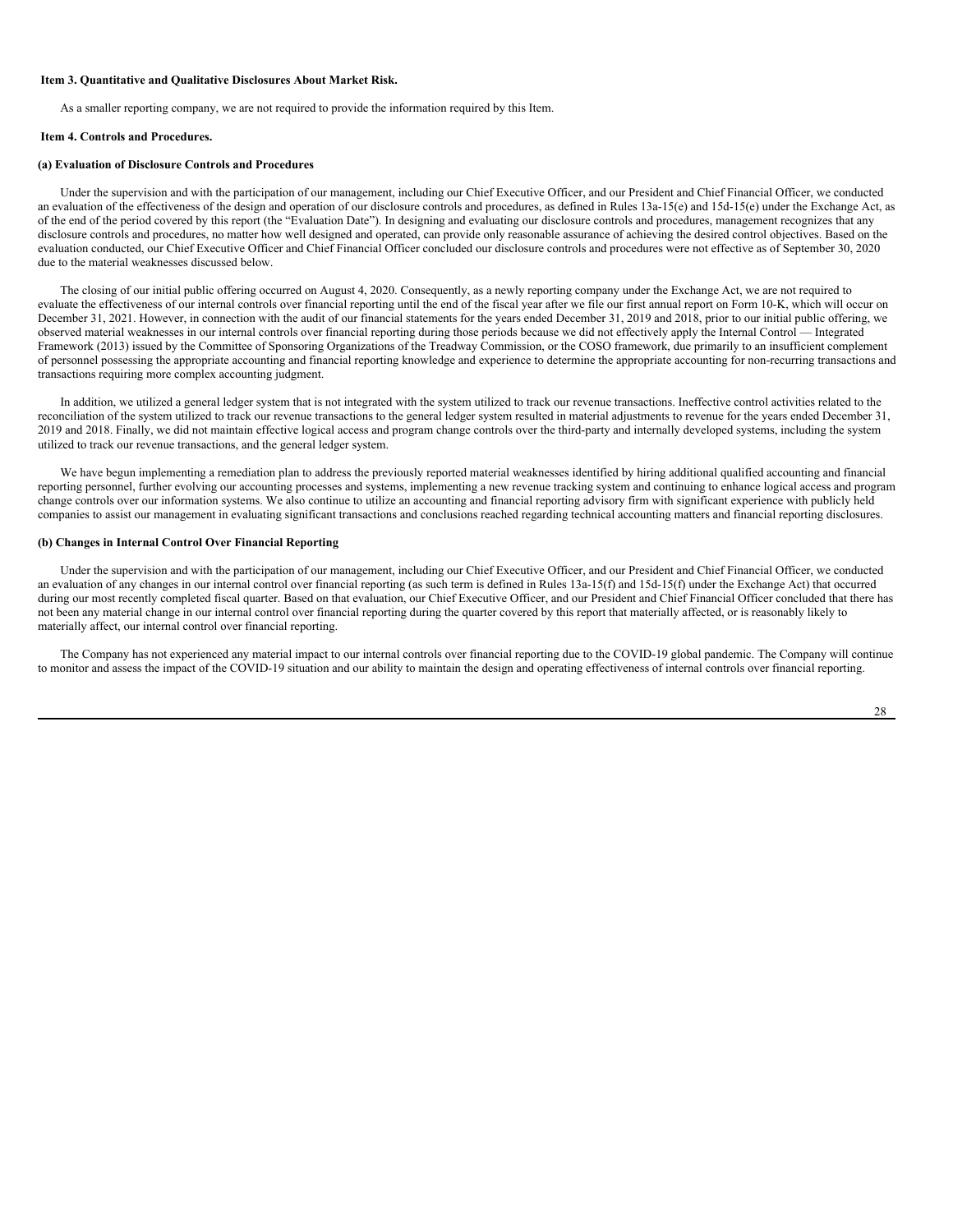### Item 3. Quantitative and Qualitative Disclosures About Market Risk.

As a smaller reporting company, we are not required to provide the information required by this Item.

### Item 4. Controls and Procedures.

#### (a) Evaluation of Disclosure Controls and Procedures

Under the supervision and with the participation of our management, including our Chief Executive Officer, and our President and Chief Financial Officer, we conducted an evaluation of the effectiveness of the design and operation of our disclosure controls and procedures, as defined in Rules 13a-15(e) and 15d-15(e) under the Exchange Act, as of the end of the period covered by this report (the "Evaluation Date"). In designing and evaluating our disclosure controls and procedures, management recognizes that any disclosure controls and procedures, no matter how well designed and operated, can provide only reasonable assurance of achieving the desired control objectives. Based on the evaluation conducted, our Chief Executive Officer and Chief Financial Officer concluded our disclosure controls and procedures were not effective as of September 30, 2020 due to the material weaknesses discussed below.

The closing of our initial public offering occurred on August 4, 2020. Consequently, as a newly reporting company under the Exchange Act, we are not required to evaluate the effectiveness of our internal controls over financial reporting until the end of the fiscal year after we file our first annual report on Form 10-K, which will occur on December 31, 2021. However, in connection with the audit of our financial statements for the years ended December 31, 2019 and 2018, prior to our initial public offering, we observed material weaknesses in our internal controls over financial reporting during those periods because we did not effectively apply the Internal Control — Integrated Framework (2013) issued by the Committee of Sponsoring Organizations of the Treadway Commission, or the COSO framework, due primarily to an insufficient complement of personnel possessing the appropriate accounting and financial reporting knowledge and experience to determine the appropriate accounting for non-recurring transactions and transactions requiring more complex accounting judgment.

In addition, we utilized a general ledger system that is not integrated with the system utilized to track our revenue transactions. Ineffective control activities related to the reconciliation of the system utilized to track our revenue transactions to the general ledger system resulted in material adjustments to revenue for the years ended December 31, 2019 and 2018. Finally, we did not maintain effective logical access and program change controls over the third-party and internally developed systems, including the system utilized to track our revenue transactions, and the general ledger system.

We have begun implementing a remediation plan to address the previously reported material weaknesses identified by hiring additional qualified accounting and financial reporting personnel, further evolving our accounting processes and systems, implementing a new revenue tracking system and continuing to enhance logical access and program change controls over our information systems. We also continue to utilize an accounting and financial reporting advisory firm with significant experience with publicly held companies to assist our management in evaluating significant transactions and conclusions reached regarding technical accounting matters and financial reporting disclosures.

#### (b) Changes in Internal Control Over Financial Reporting

Under the supervision and with the participation of our management, including our Chief Executive Officer, and our President and Chief Financial Officer, we conducted an evaluation of any changes in our internal control over financial reporting (as such term is defined in Rules 13a-15(f) and 15d-15(f) under the Exchange Act) that occurred during our most recently completed fiscal quarter. Based on that evaluation, our Chief Executive Officer, and our President and Chief Financial Officer concluded that there has not been any material change in our internal control over financial reporting during the quarter covered by this report that materially affected, or is reasonably likely to materially affect, our internal control over financial reporting.

The Company has not experienced any material impact to our internal controls over financial reporting due to the COVID-19 global pandemic. The Company will continue to monitor and assess the impact of the COVID-19 situation and our ability to maintain the design and operating effectiveness of internal controls over financial reporting.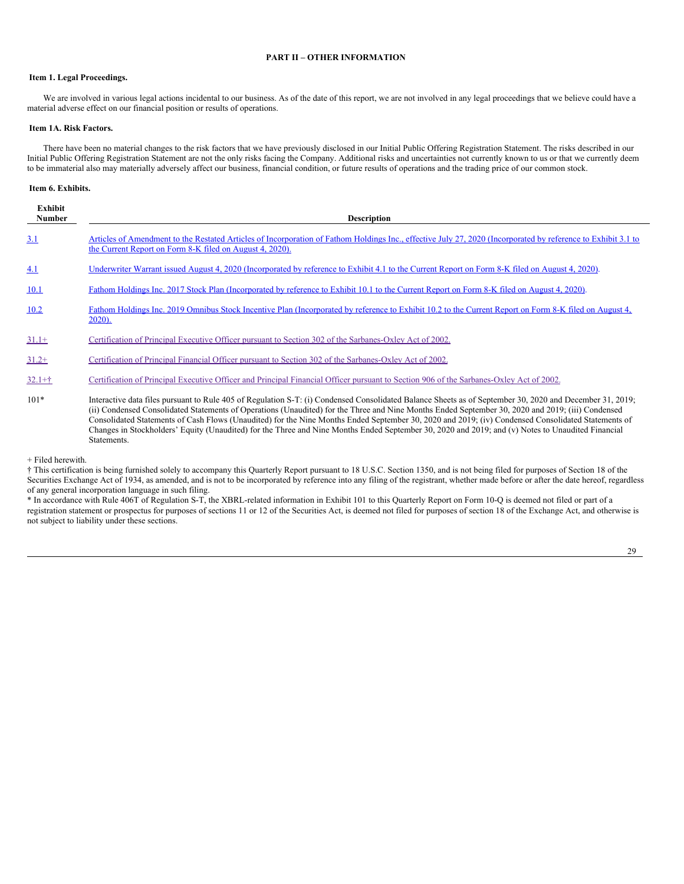## PART II – OTHER INFORMATION

### Item 1. Legal Proceedings.

We are involved in various legal actions incidental to our business. As of the date of this report, we are not involved in any legal proceedings that we believe could have a material adverse effect on our financial position or results of operations.

### Item 1A. Risk Factors.

There have been no material changes to the risk factors that we have previously disclosed in our Initial Public Offering Registration Statement. The risks described in our Initial Public Offering Registration Statement are not the only risks facing the Company. Additional risks and uncertainties not currently known to us or that we currently deem to be immaterial also may materially adversely affect our business, financial condition, or future results of operations and the trading price of our common stock.

### Item 6. Exhibits.

| Exhibit Number | Description |
|---|---|
| 3.1 | Articles of Amendment to the Restated Articles of Incorporation of Fathom Holdings Inc., effective July 27, 2020 (Incorporated by reference to Exhibit 3.1 to the Current Report on Form 8-K filed on August 4, 2020). |
| 4.1 | Underwriter Warrant issued August 4, 2020 (Incorporated by reference to Exhibit 4.1 to the Current Report on Form 8-K filed on August 4, 2020). |
| 10.1 | Fathom Holdings Inc. 2017 Stock Plan (Incorporated by reference to Exhibit 10.1 to the Current Report on Form 8-K filed on August 4, 2020). |
| 10.2 | Fathom Holdings Inc. 2019 Omnibus Stock Incentive Plan (Incorporated by reference to Exhibit 10.2 to the Current Report on Form 8-K filed on August 4, 2020). |
| 31.1+ | Certification of Principal Executive Officer pursuant to Section 302 of the Sarbanes-Oxley Act of 2002. |
| 31.2+ | Certification of Principal Financial Officer pursuant to Section 302 of the Sarbanes-Oxley Act of 2002. |
| 32.1+† | Certification of Principal Executive Officer and Principal Financial Officer pursuant to Section 906 of the Sarbanes-Oxley Act of 2002. |
| 101* | Interactive data files pursuant to Rule 405 of Regulation S-T: (i) Condensed Consolidated Balance Sheets as of September 30, 2020 and December 31, 2019; (ii) Condensed Consolidated Statements of Operations (Unaudited) for the Three and Nine Months Ended September 30, 2020 and 2019; (iii) Condensed Consolidated Statements of Cash Flows (Unaudited) for the Nine Months Ended September 30, 2020 and 2019; (iv) Condensed Consolidated Statements of Changes in Stockholders' Equity (Unaudited) for the Three and Nine Months Ended September 30, 2020 and 2019; and (v) Notes to Unaudited Financial Statements. |

+ Filed herewith.
† This certification is being furnished solely to accompany this Quarterly Report pursuant to 18 U.S.C. Section 1350, and is not being filed for purposes of Section 18 of the Securities Exchange Act of 1934, as amended, and is not to be incorporated by reference into any filing of the registrant, whether made before or after the date hereof, regardless of any general incorporation language in such filing.
* In accordance with Rule 406T of Regulation S-T, the XBRL-related information in Exhibit 101 to this Quarterly Report on Form 10-Q is deemed not filed or part of a registration statement or prospectus for purposes of sections 11 or 12 of the Securities Act, is deemed not filed for purposes of section 18 of the Exchange Act, and otherwise is not subject to liability under these sections.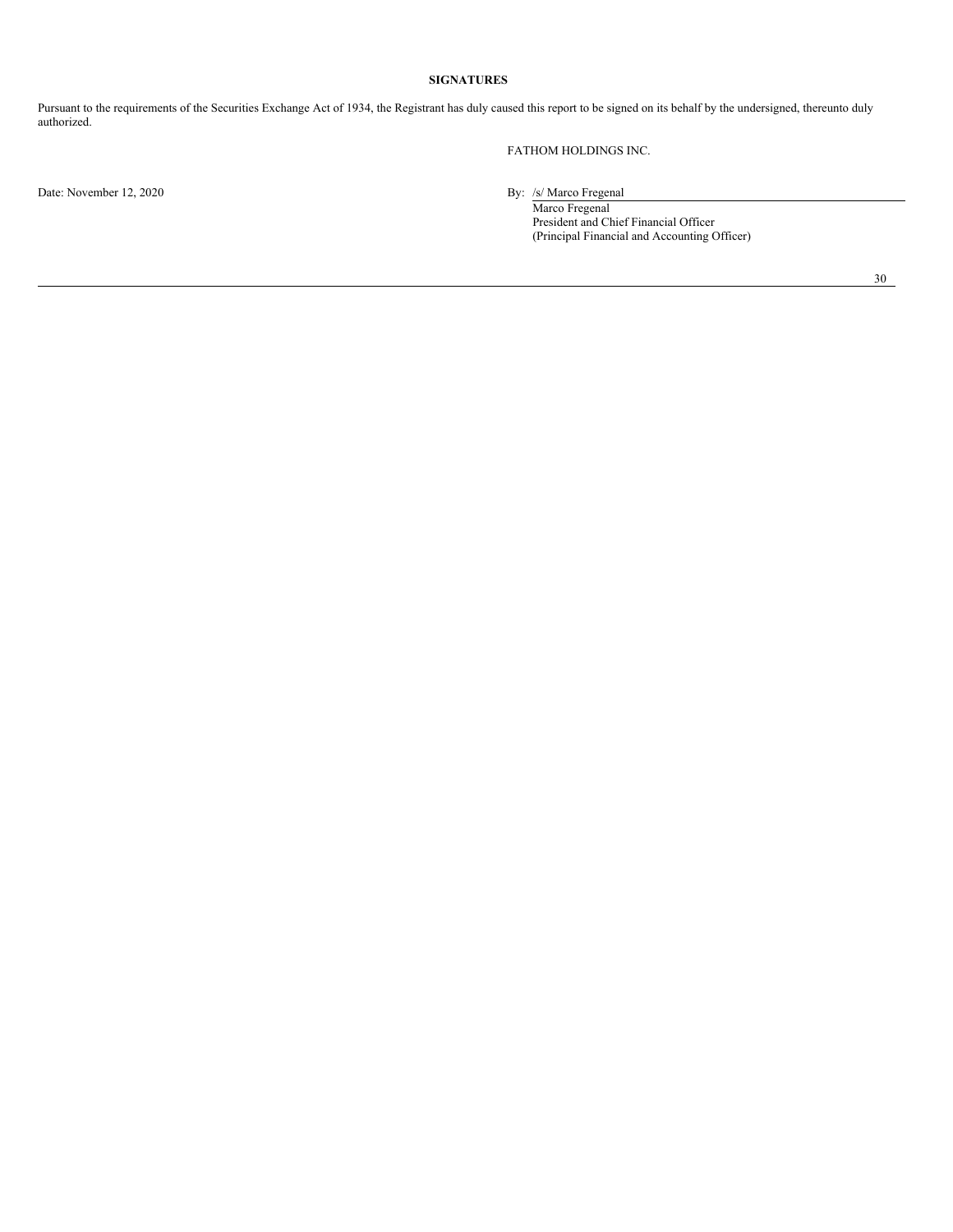**SIGNATURES**

Pursuant to the requirements of the Securities Exchange Act of 1934, the Registrant has duly caused this report to be signed on its behalf by the undersigned, thereunto duly authorized.

FATHOM HOLDINGS INC.

Date: November 12, 2020

By: /s/ Marco Fregenal
Marco Fregenal
President and Chief Financial Officer
(Principal Financial and Accounting Officer)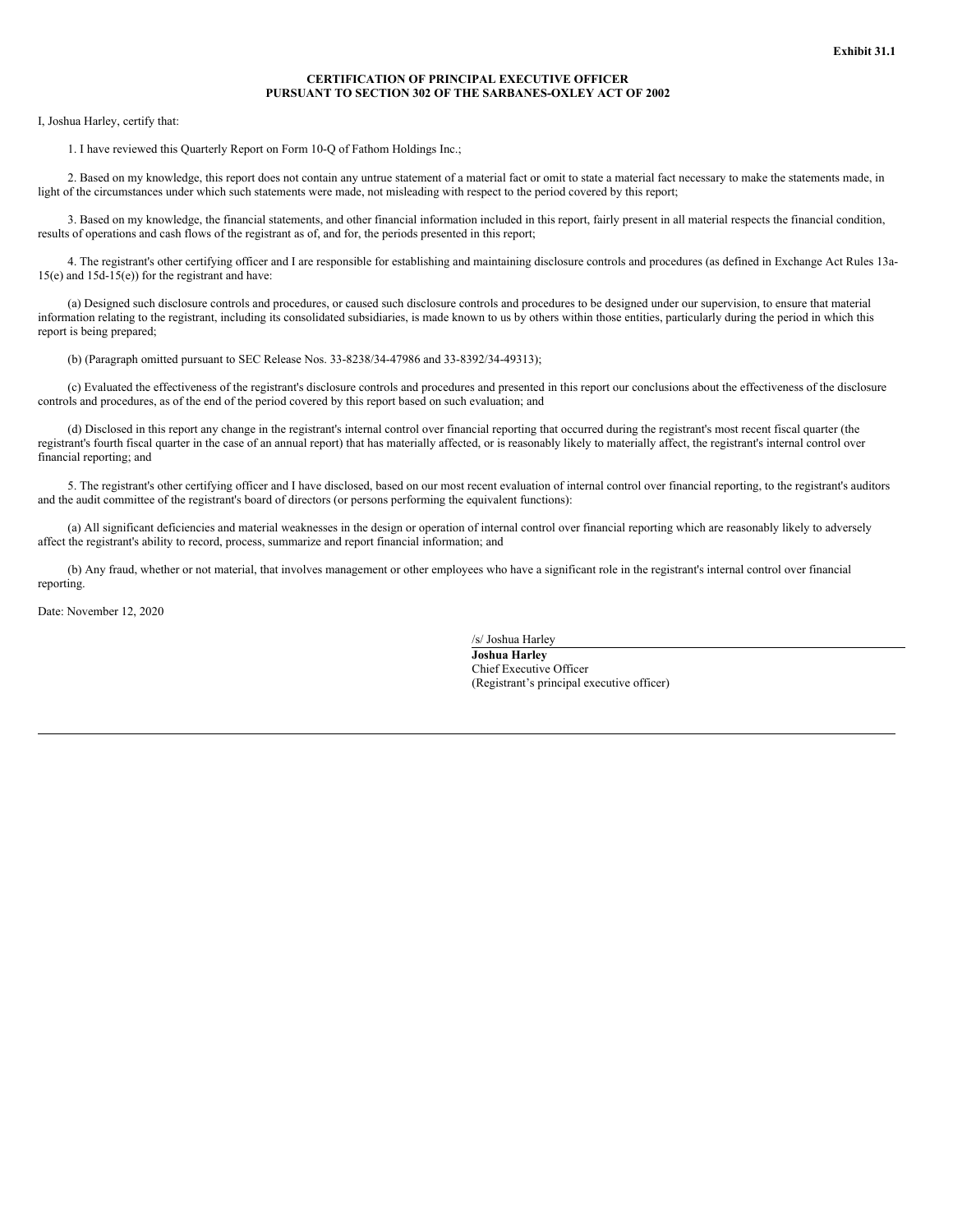**Exhibit 31.1**

**CERTIFICATION OF PRINCIPAL EXECUTIVE OFFICER
PURSUANT TO SECTION 302 OF THE SARBANES-OXLEY ACT OF 2002**

I, Joshua Harley, certify that:

1. I have reviewed this Quarterly Report on Form 10-Q of Fathom Holdings Inc.;

2. Based on my knowledge, this report does not contain any untrue statement of a material fact or omit to state a material fact necessary to make the statements made, in light of the circumstances under which such statements were made, not misleading with respect to the period covered by this report;

3. Based on my knowledge, the financial statements, and other financial information included in this report, fairly present in all material respects the financial condition, results of operations and cash flows of the registrant as of, and for, the periods presented in this report;

4. The registrant's other certifying officer and I are responsible for establishing and maintaining disclosure controls and procedures (as defined in Exchange Act Rules 13a-15(e) and 15d-15(e)) for the registrant and have:

(a) Designed such disclosure controls and procedures, or caused such disclosure controls and procedures to be designed under our supervision, to ensure that material information relating to the registrant, including its consolidated subsidiaries, is made known to us by others within those entities, particularly during the period in which this report is being prepared;

(b) (Paragraph omitted pursuant to SEC Release Nos. 33-8238/34-47986 and 33-8392/34-49313);

(c) Evaluated the effectiveness of the registrant's disclosure controls and procedures and presented in this report our conclusions about the effectiveness of the disclosure controls and procedures, as of the end of the period covered by this report based on such evaluation; and

(d) Disclosed in this report any change in the registrant's internal control over financial reporting that occurred during the registrant's most recent fiscal quarter (the registrant's fourth fiscal quarter in the case of an annual report) that has materially affected, or is reasonably likely to materially affect, the registrant's internal control over financial reporting; and

5. The registrant's other certifying officer and I have disclosed, based on our most recent evaluation of internal control over financial reporting, to the registrant's auditors and the audit committee of the registrant's board of directors (or persons performing the equivalent functions):

(a) All significant deficiencies and material weaknesses in the design or operation of internal control over financial reporting which are reasonably likely to adversely affect the registrant's ability to record, process, summarize and report financial information; and

(b) Any fraud, whether or not material, that involves management or other employees who have a significant role in the registrant's internal control over financial reporting.

Date: November 12, 2020

/s/ Joshua Harley
**Joshua Harley**
Chief Executive Officer
(Registrant's principal executive officer)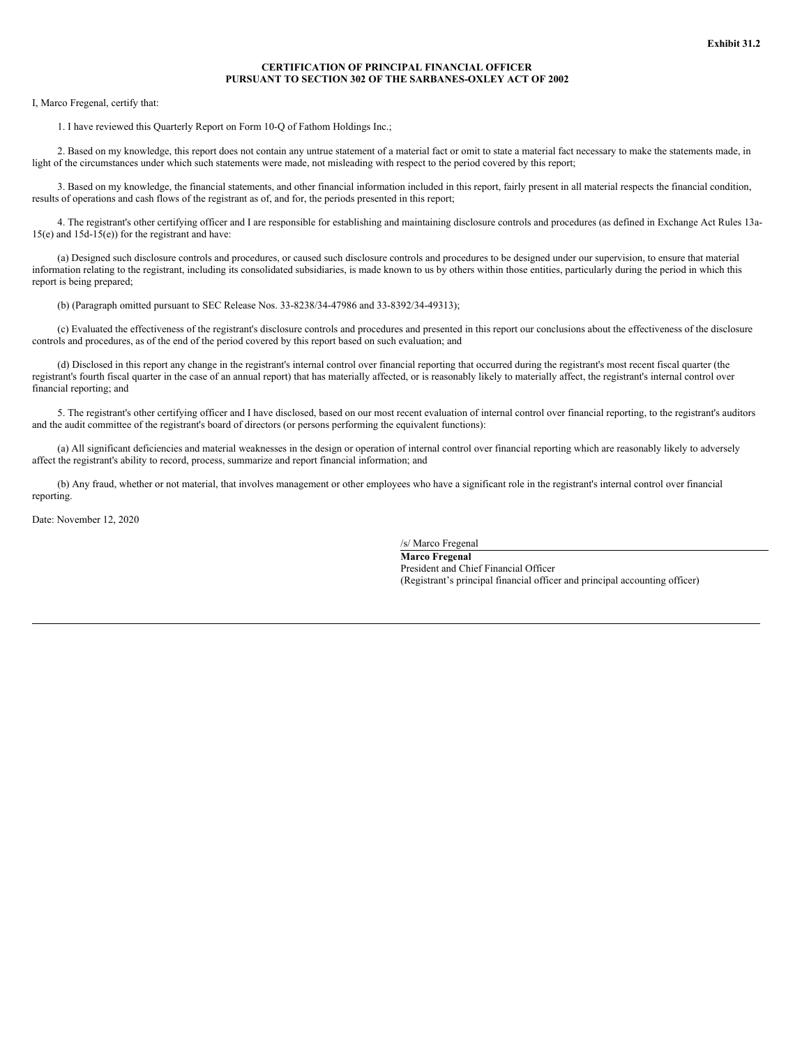**Exhibit 31.2**

**CERTIFICATION OF PRINCIPAL FINANCIAL OFFICER PURSUANT TO SECTION 302 OF THE SARBANES-OXLEY ACT OF 2002**

I, Marco Fregenal, certify that:

1. I have reviewed this Quarterly Report on Form 10-Q of Fathom Holdings Inc.;

2. Based on my knowledge, this report does not contain any untrue statement of a material fact or omit to state a material fact necessary to make the statements made, in light of the circumstances under which such statements were made, not misleading with respect to the period covered by this report;

3. Based on my knowledge, the financial statements, and other financial information included in this report, fairly present in all material respects the financial condition, results of operations and cash flows of the registrant as of, and for, the periods presented in this report;

4. The registrant's other certifying officer and I are responsible for establishing and maintaining disclosure controls and procedures (as defined in Exchange Act Rules 13a-15(e) and 15d-15(e)) for the registrant and have:

(a) Designed such disclosure controls and procedures, or caused such disclosure controls and procedures to be designed under our supervision, to ensure that material information relating to the registrant, including its consolidated subsidiaries, is made known to us by others within those entities, particularly during the period in which this report is being prepared;

(b) (Paragraph omitted pursuant to SEC Release Nos. 33-8238/34-47986 and 33-8392/34-49313);

(c) Evaluated the effectiveness of the registrant's disclosure controls and procedures and presented in this report our conclusions about the effectiveness of the disclosure controls and procedures, as of the end of the period covered by this report based on such evaluation; and

(d) Disclosed in this report any change in the registrant's internal control over financial reporting that occurred during the registrant's most recent fiscal quarter (the registrant's fourth fiscal quarter in the case of an annual report) that has materially affected, or is reasonably likely to materially affect, the registrant's internal control over financial reporting; and

5. The registrant's other certifying officer and I have disclosed, based on our most recent evaluation of internal control over financial reporting, to the registrant's auditors and the audit committee of the registrant's board of directors (or persons performing the equivalent functions):

(a) All significant deficiencies and material weaknesses in the design or operation of internal control over financial reporting which are reasonably likely to adversely affect the registrant's ability to record, process, summarize and report financial information; and

(b) Any fraud, whether or not material, that involves management or other employees who have a significant role in the registrant's internal control over financial reporting.

Date: November 12, 2020

/s/ Marco Fregenal
**Marco Fregenal**
President and Chief Financial Officer
(Registrant's principal financial officer and principal accounting officer)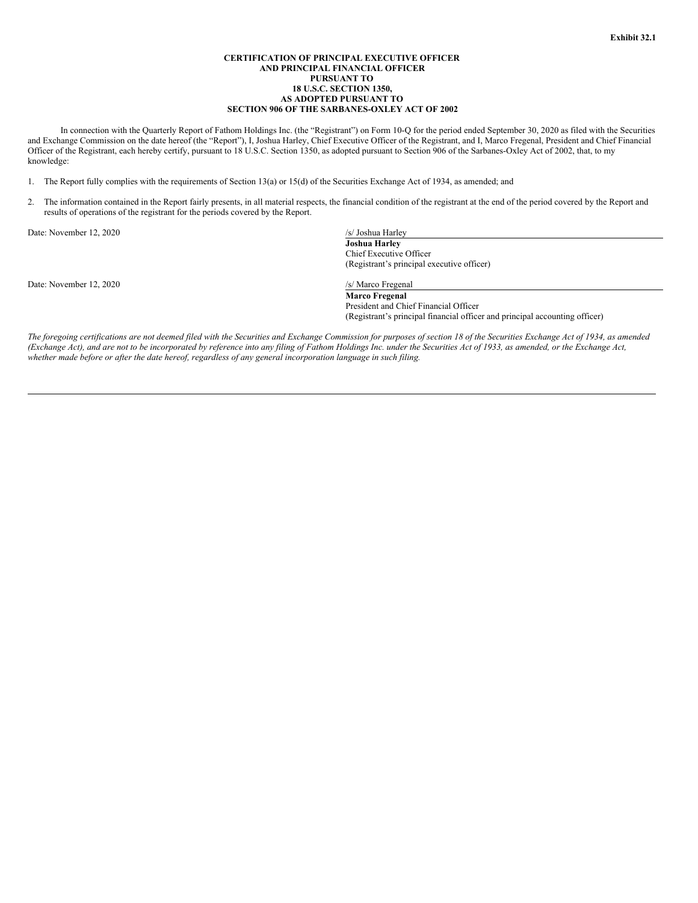**Exhibit 32.1**

**CERTIFICATION OF PRINCIPAL EXECUTIVE OFFICER
AND PRINCIPAL FINANCIAL OFFICER
PURSUANT TO
18 U.S.C. SECTION 1350,
AS ADOPTED PURSUANT TO
SECTION 906 OF THE SARBANES-OXLEY ACT OF 2002**

In connection with the Quarterly Report of Fathom Holdings Inc. (the "Registrant") on Form 10-Q for the period ended September 30, 2020 as filed with the Securities and Exchange Commission on the date hereof (the "Report"), I, Joshua Harley, Chief Executive Officer of the Registrant, and I, Marco Fregenal, President and Chief Financial Officer of the Registrant, each hereby certify, pursuant to 18 U.S.C. Section 1350, as adopted pursuant to Section 906 of the Sarbanes-Oxley Act of 2002, that, to my knowledge:

1. The Report fully complies with the requirements of Section 13(a) or 15(d) of the Securities Exchange Act of 1934, as amended; and

2. The information contained in the Report fairly presents, in all material respects, the financial condition of the registrant at the end of the period covered by the Report and results of operations of the registrant for the periods covered by the Report.

Date: November 12, 2020

/s/ Joshua Harley
**Joshua Harley**
Chief Executive Officer
(Registrant's principal executive officer)

Date: November 12, 2020

/s/ Marco Fregenal
**Marco Fregenal**
President and Chief Financial Officer
(Registrant's principal financial officer and principal accounting officer)

*The foregoing certifications are not deemed filed with the Securities and Exchange Commission for purposes of section 18 of the Securities Exchange Act of 1934, as amended (Exchange Act), and are not to be incorporated by reference into any filing of Fathom Holdings Inc. under the Securities Act of 1933, as amended, or the Exchange Act, whether made before or after the date hereof, regardless of any general incorporation language in such filing.*